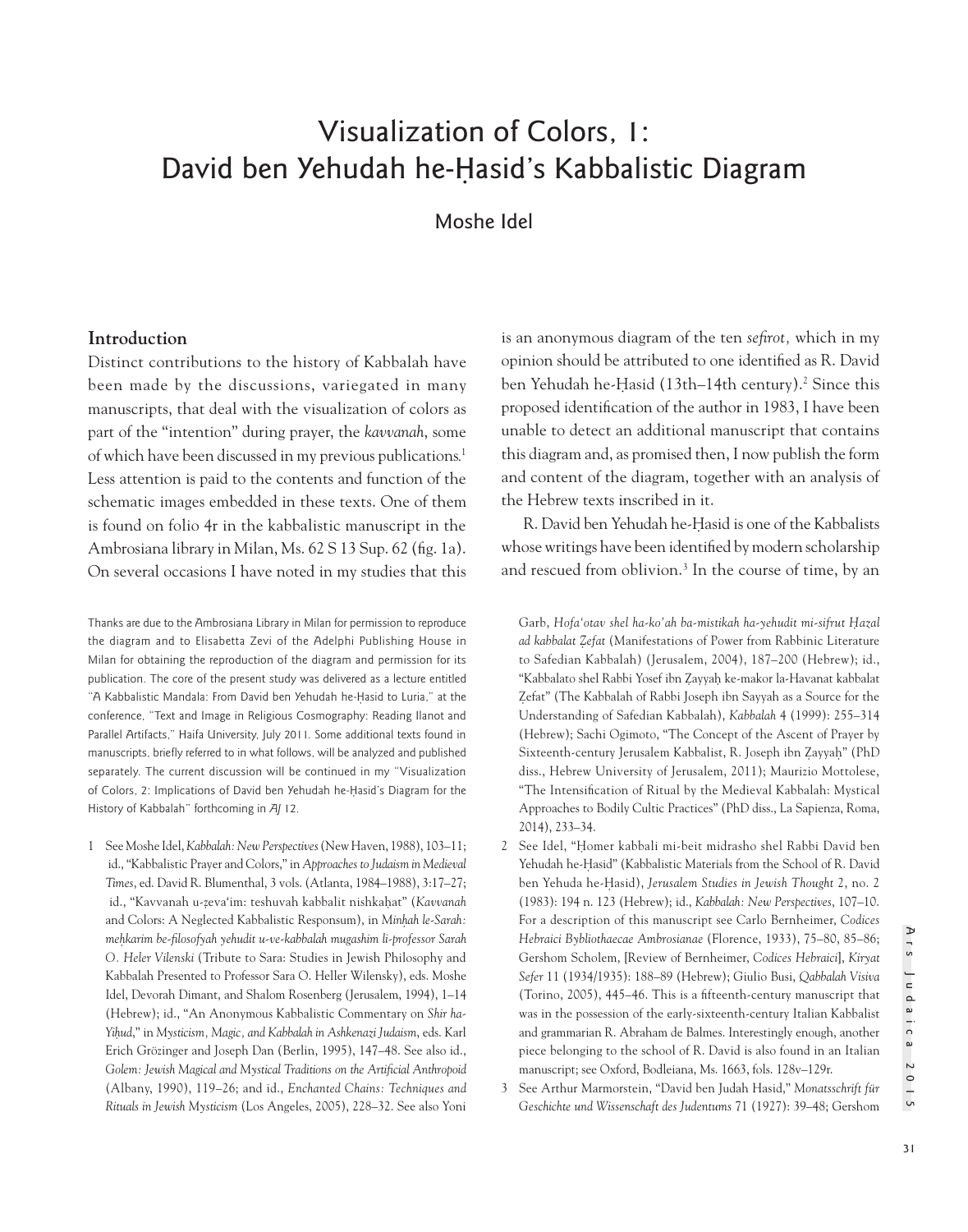# Visualization of Colors, 1: David ben Yehudah he-Ḥasid's Kabbalistic Diagram

Moshe Idel

## Introduction

Distinct contributions to the history of Kabbalah have been made by the discussions, variegated in many manuscripts, that deal with the visualization of colors as part of the "intention" during prayer, the *kavvanah*, some of which have been discussed in my previous publications.[1] Less attention is paid to the contents and function of the schematic images embedded in these texts. One of them is found on folio 4r in the kabbalistic manuscript in the Ambrosiana library in Milan, Ms. 62 S 13 Sup. 62 (fig. 1a). On several occasions I have noted in my studies that this is an anonymous diagram of the ten *sefirot,* which in my opinion should be attributed to one identified as R. David ben Yehudah he-Ḥasid (13th–14th century).[2] Since this proposed identification of the author in 1983, I have been unable to detect an additional manuscript that contains this diagram and, as promised then, I now publish the form and content of the diagram, together with an analysis of the Hebrew texts inscribed in it.

R. David ben Yehudah he-Ḥasid is one of the Kabbalists whose writings have been identified by modern scholarship and rescued from oblivion.[3] In the course of time, by an

Thanks are due to the Ambrosiana Library in Milan for permission to reproduce the diagram and to Elisabetta Zevi of the Adelphi Publishing House in Milan for obtaining the reproduction of the diagram and permission for its publication. The core of the present study was delivered as a lecture entitled "A Kabbalistic Mandala: From David ben Yehudah he-Ḥasid to Luria," at the conference, "Text and Image in Religious Cosmography: Reading Ilanot and Parallel Artifacts," Haifa University, July 2011. Some additional texts found in manuscripts, briefly referred to in what follows, will be analyzed and published separately. The current discussion will be continued in my "Visualization of Colors, 2: Implications of David ben Yehudah he-Ḥasid's Diagram for the History of Kabbalah" forthcoming in *AJ* 12.

1 See Moshe Idel, *Kabbalah: New Perspectives* (New Haven, 1988), 103–11; id., "Kabbalistic Prayer and Colors," in *Approaches to Judaism in Medieval Times*, ed. David R. Blumenthal, 3 vols. (Atlanta, 1984–1988), 3:17–27; id., "Kavvanah u-ẓeva'im: teshuvah kabbalit nishkaḥat" (*Kavvanah* and Colors: A Neglected Kabbalistic Responsum), in *Minḥah le-Sarah: meḥkarim be-filosofyah yehudit u-ve-kabbalah mugashim li-professor Sarah O. Heler Vilenski* (Tribute to Sara: Studies in Jewish Philosophy and Kabbalah Presented to Professor Sara O. Heller Wilensky), eds. Moshe Idel, Devorah Dimant, and Shalom Rosenberg (Jerusalem, 1994), 1–14 (Hebrew); id., "An Anonymous Kabbalistic Commentary on *Shir ha-Yiḥud*," in *Mysticism, Magic, and Kabbalah in Ashkenazi Judaism*, eds. Karl Erich Grözinger and Joseph Dan (Berlin, 1995), 147–48. See also id., *Golem: Jewish Magical and Mystical Traditions on the Artificial Anthropoid* (Albany, 1990), 119–26; and id., *Enchanted Chains: Techniques and Rituals in Jewish Mysticism* (Los Angeles, 2005), 228–32. See also Yoni Garb, *Hofa'otav shel ha-ko'ah ba-mistikah ha-yehudit mi-sifrut Ḥazal ad kabbalat Ẓefat* (Manifestations of Power from Rabbinic Literature to Safedian Kabbalah) (Jerusalem, 2004), 187–200 (Hebrew); id., "Kabbalato shel Rabbi Yosef ibn Ẓayyaḥ ke-makor la-Havanat kabbalat Ẓefat" (The Kabbalah of Rabbi Joseph ibn Sayyah as a Source for the Understanding of Safedian Kabbalah), *Kabbalah* 4 (1999): 255–314 (Hebrew); Sachi Ogimoto, "The Concept of the Ascent of Prayer by Sixteenth-century Jerusalem Kabbalist, R. Joseph ibn Ẓayyaḥ" (PhD diss., Hebrew University of Jerusalem, 2011); Maurizio Mottolese, "The Intensification of Ritual by the Medieval Kabbalah: Mystical Approaches to Bodily Cultic Practices" (PhD diss., La Sapienza, Roma, 2014), 233–34.

2 See Idel, "Ḥomer kabbali mi-beit midrasho shel Rabbi David ben Yehudah he-Ḥasid" (Kabbalistic Materials from the School of R. David ben Yehuda he-Ḥasid), *Jerusalem Studies in Jewish Thought* 2, no. 2 (1983): 194 n. 123 (Hebrew); id., *Kabbalah: New Perspectives*, 107–10. For a description of this manuscript see Carlo Bernheimer, *Codices Hebraici Bybliothaecae Ambrosianae* (Florence, 1933), 75–80, 85–86; Gershom Scholem, [Review of Bernheimer, *Codices Hebraici*], *Kiryat Sefer* 11 (1934/1935): 188–89 (Hebrew); Giulio Busi, *Qabbalah Visiva* (Torino, 2005), 445–46. This is a fifteenth-century manuscript that was in the possession of the early-sixteenth-century Italian Kabbalist and grammarian R. Abraham de Balmes. Interestingly enough, another piece belonging to the school of R. David is also found in an Italian manuscript; see Oxford, Bodleiana, Ms. 1663, fols. 128v–129r.

3 See Arthur Marmorstein, "David ben Judah Hasid," *Monatsschrift für Geschichte und Wissenschaft des Judentums* 71 (1927): 39–48; Gershom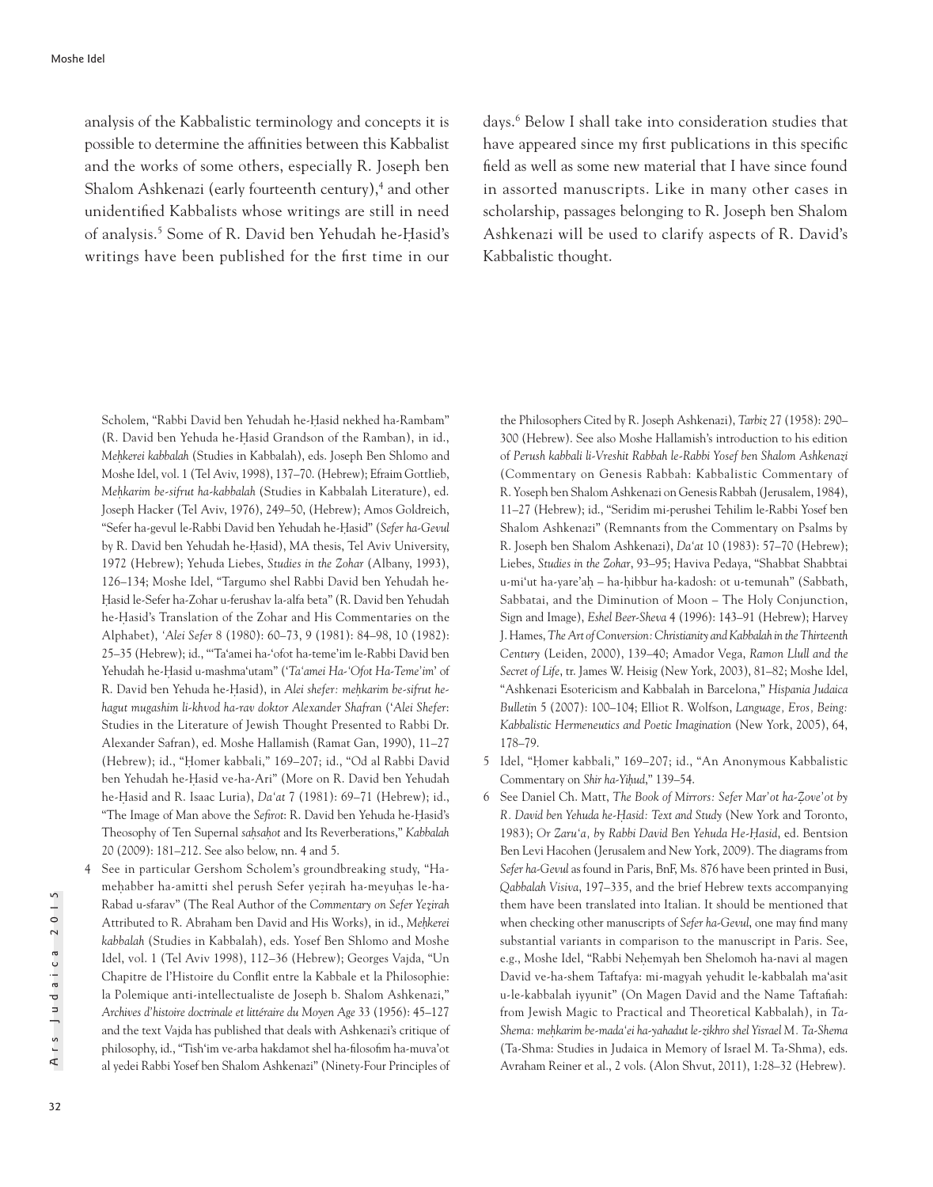analysis of the Kabbalistic terminology and concepts it is possible to determine the affinities between this Kabbalist and the works of some others, especially R. Joseph ben Shalom Ashkenazi (early fourteenth century),[4] and other unidentified Kabbalists whose writings are still in need of analysis.[5] Some of R. David ben Yehudah he-Ḥasid's writings have been published for the first time in our days.[6] Below I shall take into consideration studies that have appeared since my first publications in this specific field as well as some new material that I have since found in assorted manuscripts. Like in many other cases in scholarship, passages belonging to R. Joseph ben Shalom Ashkenazi will be used to clarify aspects of R. David's Kabbalistic thought.

Scholem, "Rabbi David ben Yehudah he-Ḥasid nekhed ha-Rambam" (R. David ben Yehuda he-Ḥasid Grandson of the Ramban), in id., *Meḥkerei kabbalah* (Studies in Kabbalah), eds. Joseph Ben Shlomo and Moshe Idel, vol. 1 (Tel Aviv, 1998), 137–70. (Hebrew); Efraim Gottlieb, *Meḥkarim be-sifrut ha-kabbalah* (Studies in Kabbalah Literature), ed. Joseph Hacker (Tel Aviv, 1976), 249–50, (Hebrew); Amos Goldreich, "Sefer ha-gevul le-Rabbi David ben Yehudah he-Ḥasid" (*Sefer ha-Gevul* by R. David ben Yehudah he-Ḥasid), MA thesis, Tel Aviv University, 1972 (Hebrew); Yehuda Liebes, *Studies in the Zohar* (Albany, 1993), 126–134; Moshe Idel, "Targumo shel Rabbi David ben Yehudah he-Ḥasid le-Sefer ha-Zohar u-ferushav la-alfa beta" (R. David ben Yehudah he-Ḥasid's Translation of the Zohar and His Commentaries on the Alphabet), *'Alei Sefer* 8 (1980): 60–73, 9 (1981): 84–98, 10 (1982): 25–35 (Hebrew); id., "'Ta'amei ha-'ofot ha-teme'im le-Rabbi David ben Yehudah he-Ḥasid u-mashma'utam" ('*Ta'amei Ha-'Ofot Ha-Teme'im*' of R. David ben Yehuda he-Ḥasid), in *Alei shefer: meḥkarim be-sifrut he-hagut mugashim li-khvod ha-rav doktor Alexander Shafran* (*'Alei Shefer*: Studies in the Literature of Jewish Thought Presented to Rabbi Dr. Alexander Safran), ed. Moshe Hallamish (Ramat Gan, 1990), 11–27 (Hebrew); id., "Ḥomer kabbali," 169–207; id., "Od al Rabbi David ben Yehudah he-Ḥasid ve-ha-Ari" (More on R. David ben Yehudah he-Ḥasid and R. Isaac Luria), *Da'at* 7 (1981): 69–71 (Hebrew); id., "The Image of Man above the *Sefirot*: R. David ben Yehuda he-Ḥasid's Theosophy of Ten Supernal *saḥsaḥot* and Its Reverberations," *Kabbalah* 20 (2009): 181–212. See also below, nn. 4 and 5.

4 See in particular Gershom Scholem's groundbreaking study, "Ha-meḥabber ha-amitti shel perush Sefer yeẓirah ha-meyuḥas le-ha-Rabad u-sfarav" (The Real Author of the *Commentary on Sefer Yeẓirah* Attributed to R. Abraham ben David and His Works), in id., *Meḥkerei kabbalah* (Studies in Kabbalah), eds. Yosef Ben Shlomo and Moshe Idel, vol. 1 (Tel Aviv 1998), 112–36 (Hebrew); Georges Vajda, "Un Chapitre de l'Histoire du Conflit entre la Kabbale et la Philosophie: la Polemique anti-intellectualiste de Joseph b. Shalom Ashkenazi," *Archives d'histoire doctrinale et littéraire du Moyen Age* 33 (1956): 45–127 and the text Vajda has published that deals with Ashkenazi's critique of philosophy, id., "Tish'im ve-arba hakdamot shel ha-filosofim ha-muva'ot al yedei Rabbi Yosef ben Shalom Ashkenazi" (Ninety-Four Principles of the Philosophers Cited by R. Joseph Ashkenazi), *Tarbiz* 27 (1958): 290–300 (Hebrew). See also Moshe Hallamish's introduction to his edition of *Perush kabbali li-Vreshit Rabbah le-Rabbi Yosef ben Shalom Ashkenazi* (Commentary on Genesis Rabbah: Kabbalistic Commentary of R. Yoseph ben Shalom Ashkenazi on Genesis Rabbah (Jerusalem, 1984), 11–27 (Hebrew); id., "Seridim mi-perushei Tehilim le-Rabbi Yosef ben Shalom Ashkenazi" (Remnants from the Commentary on Psalms by R. Joseph ben Shalom Ashkenazi), *Da'at* 10 (1983): 57–70 (Hebrew); Liebes, *Studies in the Zohar*, 93–95; Haviva Pedaya, "Shabbat Shabbtai u-mi'ut ha-yare'aḥ – ha-ḥibbur ha-kadosh: ot u-temunah" (Sabbath, Sabbatai, and the Diminution of Moon – The Holy Conjunction, Sign and Image), *Eshel Beer-Sheva* 4 (1996): 143–91 (Hebrew); Harvey J. Hames, *The Art of Conversion: Christianity and Kabbalah in the Thirteenth Century* (Leiden, 2000), 139–40; Amador Vega, *Ramon Llull and the Secret of Life*, tr. James W. Heisig (New York, 2003), 81–82; Moshe Idel, "Ashkenazi Esotericism and Kabbalah in Barcelona," *Hispania Judaica Bulletin* 5 (2007): 100–104; Elliot R. Wolfson, *Language, Eros, Being: Kabbalistic Hermeneutics and Poetic Imagination* (New York, 2005), 64, 178–79.

5 Idel, "Ḥomer kabbali," 169–207; id., "An Anonymous Kabbalistic Commentary on *Shir ha-Yiḥud*," 139–54.

6 See Daniel Ch. Matt, *The Book of Mirrors: Sefer Mar'ot ha-Ẓove'ot by R. David ben Yehuda he-Ḥasid: Text and Study* (New York and Toronto, 1983); *Or Zaru'a, by Rabbi David Ben Yehuda He-Ḥasid*, ed. Bentsion Ben Levi Hacohen (Jerusalem and New York, 2009). The diagrams from *Sefer ha-Gevul* as found in Paris, BnF, Ms. 876 have been printed in Busi, *Qabbalah Visiva*, 197–335, and the brief Hebrew texts accompanying them have been translated into Italian. It should be mentioned that when checking other manuscripts of *Sefer ha-Gevul*, one may find many substantial variants in comparison to the manuscript in Paris. See, e.g., Moshe Idel, "Rabbi Neḥemyah ben Shelomoh ha-navi al magen David ve-ha-shem Taftafya: mi-magyah yehudit le-kabbalah ma'asit u-le-kabbalah iyyunit" (On Magen David and the Name Taftafiah: from Jewish Magic to Practical and Theoretical Kabbalah), in *Ta-Shema: meḥkarim be-mada'ei ha-yahadut le-zikhro shel Yisrael M. Ta-Shema* (Ta-Shma: Studies in Judaica in Memory of Israel M. Ta-Shma), eds. Avraham Reiner et al., 2 vols. (Alon Shvut, 2011), 1:28–32 (Hebrew).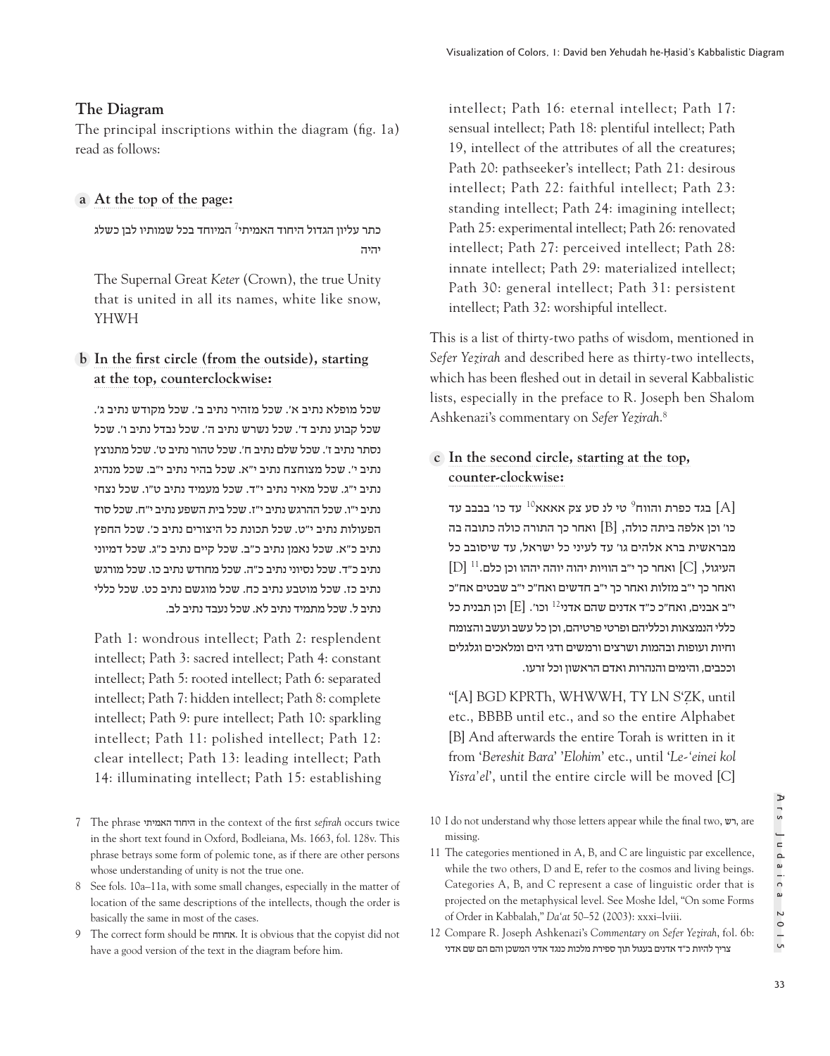## The Diagram

The principal inscriptions within the diagram (fig. 1a) read as follows:

### a At the top of the page:

כתר עליון הגדול היחוד האמיתי[7] המיוחד בכל שמותיו לבן כשלג יהיה

The Supernal Great *Keter* (Crown), the true Unity that is united in all its names, white like snow, YHWH

### b In the first circle (from the outside), starting at the top, counterclockwise:

שכל מופלא נתיב א'. שכל מזהיר נתיב ב'. שכל מקודש נתיב ג'. שכל קבוע נתיב ד'. שכל נשרש נתיב ה'. שכל נבדל נתיב ו'. שכל נסתר נתיב ז'. שכל שלם נתיב ח'. שכל טהור נתיב ט'. שכל מתנוצץ נתיב י'. שכל מצוחצח נתיב י"א. שכל בהיר נתיב י"ב. שכל מנהיג נתיב י"ג. שכל מאיר נתיב י"ד. שכל מעמיד נתיב ט"ו. שכל נצחי נתיב י"ו. שכל ההרגש נתיב י"ז. שכל בית השפע נתיב י"ח. שכל סוד הפעולות נתיב י"ט. שכל תכונת כל היצורים נתיב כ'. שכל החפץ נתיב כ"א. שכל נאמן נתיב כ"ב. שכל קיים נתיב כ"ג. שכל דמיוני נתיב כ"ד. שכל נסיוני נתיב כ"ה. שכל מחודש נתיב כו. שכל מורגש נתיב כז. שכל מוטבע נתיב כח. שכל מוגשם נתיב כט. שכל כללי נתיב ל. שכל מתמיד נתיב לא. שכל נעבד נתיב לב.

Path 1: wondrous intellect; Path 2: resplendent intellect; Path 3: sacred intellect; Path 4: constant intellect; Path 5: rooted intellect; Path 6: separated intellect; Path 7: hidden intellect; Path 8: complete intellect; Path 9: pure intellect; Path 10: sparkling intellect; Path 11: polished intellect; Path 12: clear intellect; Path 13: leading intellect; Path 14: illuminating intellect; Path 15: establishing intellect; Path 16: eternal intellect; Path 17: sensual intellect; Path 18: plentiful intellect; Path 19, intellect of the attributes of all the creatures; Path 20: pathseeker's intellect; Path 21: desirous intellect; Path 22: faithful intellect; Path 23: standing intellect; Path 24: imagining intellect; Path 25: experimental intellect; Path 26: renovated intellect; Path 27: perceived intellect; Path 28: innate intellect; Path 29: materialized intellect; Path 30: general intellect; Path 31: persistent intellect; Path 32: worshipful intellect.

This is a list of thirty-two paths of wisdom, mentioned in *Sefer Yeẓirah* and described here as thirty-two intellects, which has been fleshed out in detail in several Kabbalistic lists, especially in the preface to R. Joseph ben Shalom Ashkenazi's commentary on *Sefer Yeẓirah*.[8]

### c In the second circle, starting at the top, counter-clockwise:

[A] בגד כפרת והווח[9] טי לנ סע צק אאאא[10] עד כו' בבבב עד כו' וכן אלפה ביתה כולה, [B] ואחר כך התורה כולה כתובה בה מבראשית ברא אלהים גו' עד לעיני כל ישראל, עד שיסובב כל העיגול, [C] ואחר כך י"ב הוויות יהוה יוהה יההו וכן כלם.[11] [D] ואחר כך י"ב מזלות ואחר כך י"ב חדשים ואח"כ י"ב שבטים אח"כ י"ב אבנים, ואח"כ כ"ד אדנים שהם אדני[12] וכו'. [E] וכן תבנית כל כללי הנמצאות וכללי‌הם ופרטי פרטיהם, וכן כל עשב ועשב והצומח וחיות ועופות ובהמות ושרצים ורמשים ודגי הים ומלאכים וגלגלים וככבים, והימים והנהרות ואדם הראשון וכל זרעו.

"[A] BGD KPRTh, WHWWH, TY LN S'ẒK, until etc., BBBB until etc., and so the entire Alphabet [B] And afterwards the entire Torah is written in it from '*Bereshit Bara*' '*Elohim*' etc., until '*Le-'einei kol Yisra'el*', until the entire circle will be moved [C]

---

7 The phrase היחוד האמיתי in the context of the first *sefirah* occurs twice in the short text found in Oxford, Bodleiana, Ms. 1663, fol. 128v. This phrase betrays some form of polemic tone, as if there are other persons whose understanding of unity is not the true one.

8 See fols. 10a–11a, with some small changes, especially in the matter of location of the same descriptions of the intellects, though the order is basically the same in most of the cases.

9 The correct form should be אחוזה. It is obvious that the copyist did not have a good version of the text in the diagram before him.

10 I do not understand why those letters appear while the final two, רש, are missing.

11 The categories mentioned in A, B, and C are linguistic par excellence, while the two others, D and E, refer to the cosmos and living beings. Categories A, B, and C represent a case of linguistic order that is projected on the metaphysical level. See Moshe Idel, "On some Forms of Order in Kabbalah," *Da'at* 50–52 (2003): xxxi–lviii.

12 Compare R. Joseph Ashkenazi's *Commentary on Sefer Yeẓirah*, fol. 6b: צריך להיות כ"ד אדנים בעגול תוך ספירת מלכות כנגד אדני המשכן והם הם שם אדני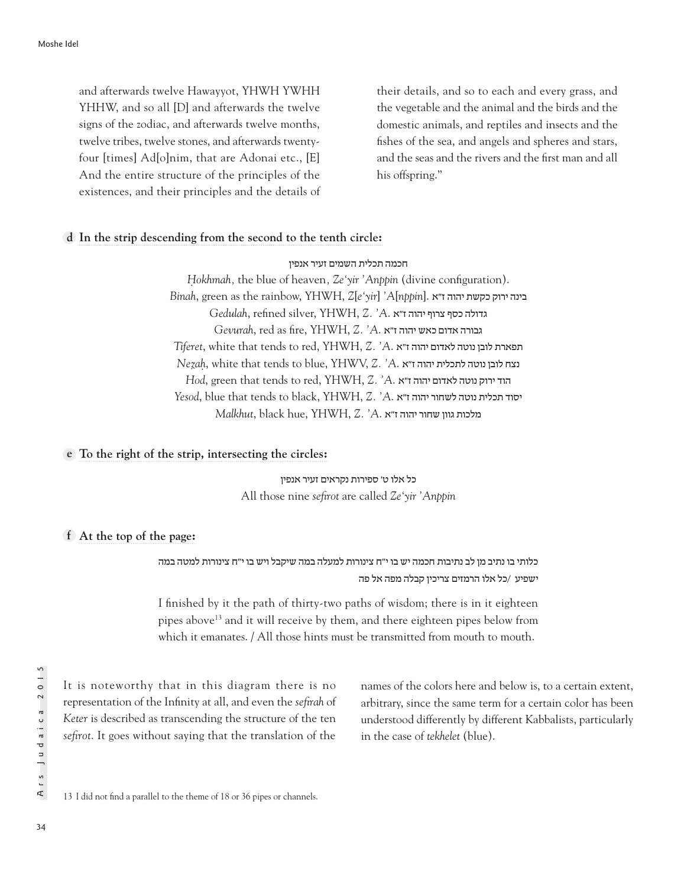and afterwards twelve Hawayyot, YHWH YWHH YHHW, and so all [D] and afterwards the twelve signs of the zodiac, and afterwards twelve months, twelve tribes, twelve stones, and afterwards twenty-four [times] Ad[o]nim, that are Adonai etc., [E] And the entire structure of the principles of the existences, and their principles and the details of their details, and so to each and every grass, and the vegetable and the animal and the birds and the domestic animals, and reptiles and insects and the fishes of the sea, and angels and spheres and stars, and the seas and the rivers and the first man and all his offspring."

**d In the strip descending from the second to the tenth circle:**

חכמה תכלית השמים זעיר אנפין

*Ḥokhmah*, the blue of heaven, *Ze'yir 'Anppin* (divine configuration).

*Binah*, green as the rainbow, YHWH, *Z*[*e'yir*] *'A*[*nppin*]. בינה ירוק כקשת יהוה ז"א

*Gedulah*, refined silver, YHWH, *Z. 'A.* גדולה כסף צרוף יהוה ז"א

*Gevurah*, red as fire, YHWH, *Z. 'A.* גבורה אדום כאש יהוה ז"א

*Tiferet*, white that tends to red, YHWH, *Z. 'A.* תפארת לובן נוטה לאדום יהוה ז"א

*Neẓaḥ*, white that tends to blue, YHWV, *Z. 'A.* נצח לובן נוטה לתכלית יהוה ז"א

*Hod*, green that tends to red, YHWH, *Z. 'A.* הוד ירוק נוטה לאדום יהוה ז"א

*Yesod*, blue that tends to black, YHWH, *Z. 'A.* יסוד תכלית נוטה לשחור יהוה ז"א

*Malkhut*, black hue, YHWH, *Z. 'A.* מלכות גוון שחור יהוה ז"א

**e To the right of the strip, intersecting the circles:**

כל אלו ט' ספירות נקראים זעיר אנפין

All those nine *sefirot* are called *Ze'yir 'Anppin*

**f At the top of the page:**

כלותי בו נתיב מן לב נתיבות חכמה יש בו י"ח צינורות למעלה במה שיקבל ויש בו י"ח צינורות למטה במה ישפיע /כל אלו הרמזים צריכין קבלה מפה אל פה

I finished by it the path of thirty-two paths of wisdom; there is in it eighteen pipes above[13] and it will receive by them, and there eighteen pipes below from which it emanates. / All those hints must be transmitted from mouth to mouth.

It is noteworthy that in this diagram there is no representation of the Infinity at all, and even the *sefirah* of *Keter* is described as transcending the structure of the ten *sefirot*. It goes without saying that the translation of the names of the colors here and below is, to a certain extent, arbitrary, since the same term for a certain color has been understood differently by different Kabbalists, particularly in the case of *tekhelet* (blue).

13 I did not find a parallel to the theme of 18 or 36 pipes or channels.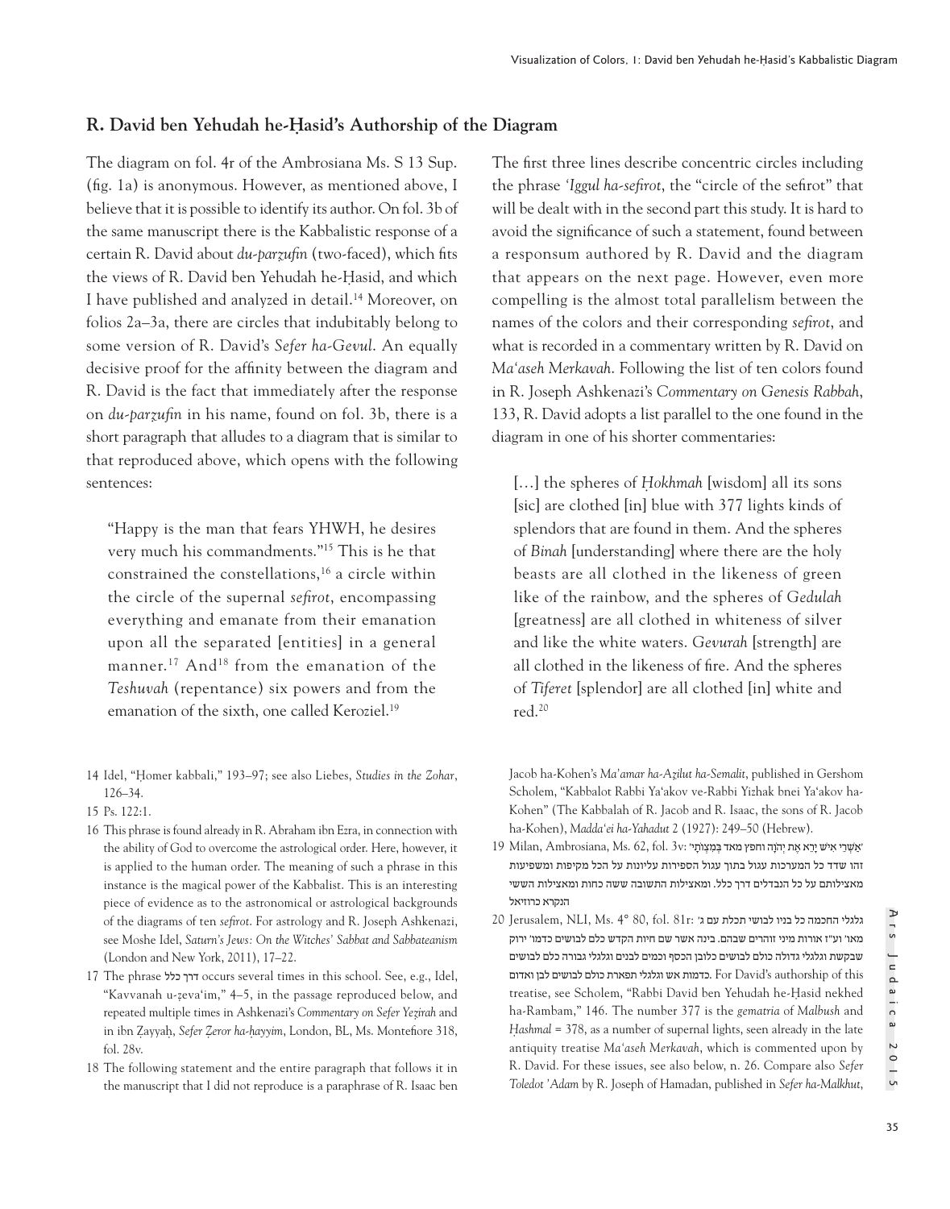## R. David ben Yehudah he-Ḥasid's Authorship of the Diagram

The diagram on fol. 4r of the Ambrosiana Ms. S 13 Sup. (fig. 1a) is anonymous. However, as mentioned above, I believe that it is possible to identify its author. On fol. 3b of the same manuscript there is the Kabbalistic response of a certain R. David about *du-parzufin* (two-faced), which fits the views of R. David ben Yehudah he-Ḥasid, and which I have published and analyzed in detail.[14] Moreover, on folios 2a–3a, there are circles that indubitably belong to some version of R. David's *Sefer ha-Gevul*. An equally decisive proof for the affinity between the diagram and R. David is the fact that immediately after the response on *du-parzufin* in his name, found on fol. 3b, there is a short paragraph that alludes to a diagram that is similar to that reproduced above, which opens with the following sentences:

> "Happy is the man that fears YHWH, he desires very much his commandments."[15] This is he that constrained the constellations,[16] a circle within the circle of the supernal *sefirot*, encompassing everything and emanate from their emanation upon all the separated [entities] in a general manner.[17] And[18] from the emanation of the *Teshuvah* (repentance) six powers and from the emanation of the sixth, one called Keroziel.[19]

The first three lines describe concentric circles including the phrase *'Iggul ha-sefirot*, the "circle of the sefirot" that will be dealt with in the second part this study. It is hard to avoid the significance of such a statement, found between a responsum authored by R. David and the diagram that appears on the next page. However, even more compelling is the almost total parallelism between the names of the colors and their corresponding *sefirot*, and what is recorded in a commentary written by R. David on *Ma'aseh Merkavah*. Following the list of ten colors found in R. Joseph Ashkenazi's *Commentary on Genesis Rabbah*, 133, R. David adopts a list parallel to the one found in the diagram in one of his shorter commentaries:

> […] the spheres of *Ḥokhmah* [wisdom] all its sons [sic] are clothed [in] blue with 377 lights kinds of splendors that are found in them. And the spheres of *Binah* [understanding] where there are the holy beasts are all clothed in the likeness of green like of the rainbow, and the spheres of *Gedulah* [greatness] are all clothed in whiteness of silver and like the white waters. *Gevurah* [strength] are all clothed in the likeness of fire. And the spheres of *Tiferet* [splendor] are all clothed [in] white and red.[20]

---

14 Idel, "Ḥomer kabbali," 193–97; see also Liebes, *Studies in the Zohar*, 126–34.

15 Ps. 122:1.

16 This phrase is found already in R. Abraham ibn Ezra, in connection with the ability of God to overcome the astrological order. Here, however, it is applied to the human order. The meaning of such a phrase in this instance is the magical power of the Kabbalist. This is an interesting piece of evidence as to the astronomical or astrological backgrounds of the diagrams of ten *sefirot*. For astrology and R. Joseph Ashkenazi, see Moshe Idel, *Saturn's Jews: On the Witches' Sabbat and Sabbateanism* (London and New York, 2011), 17–22.

17 The phrase דרך כלל occurs several times in this school. See, e.g., Idel, "Kavvanah u-ẓeva'im," 4–5, in the passage reproduced below, and repeated multiple times in Ashkenazi's *Commentary on Sefer Yeẓirah* and in ibn Ẓayyaḥ, *Sefer Ẓeror ha-ḥayyim*, London, BL, Ms. Montefiore 318, fol. 28v.

18 The following statement and the entire paragraph that follows it in the manuscript that I did not reproduce is a paraphrase of R. Isaac ben Jacob ha-Kohen's *Ma'amar ha-Aẓilut ha-Semalit*, published in Gershom Scholem, "Kabbalot Rabbi Ya'akov ve-Rabbi Yiẓhak bnei Ya'akov ha-Kohen" (The Kabbalah of R. Jacob and R. Isaac, the sons of R. Jacob ha-Kohen), *Madda'ei ha-Yahadut* 2 (1927): 249–50 (Hebrew).

19 Milan, Ambrosiana, Ms. 62, fol. 3v: 'אַשְׁרֵי אִישׁ יָרֵא אֶת יְהוָה וחפץ מאד בְּמִצְוֺתָיו' זהו שדד כל המערכות עגול בתוך עגול הספירות עליונות על הכל מקיפות ומשפיעות מאצילותם על כל הנבדלים דרך כלל. ומאצילות התשובה ששה כחות ומאצילות הששי הנקרא כרוזיאל

20 Jerusalem, NLI, Ms. 4° 80, fol. 81r: גלגלי החכמה כל בניו לבושי תכלת עם ג' מאו' וע"ז אורות מיני זוהרים שבהם. בינה אשר שם חיות הקדש כלם לבושים כדמו' ירוק שבקשת וגלגלי גדולה כולם לבושים כלובן הכסף וכמים לבנים וגלגלי גבורה כלם לבושים כדמות אש וגלגלי תפארת כולם לבושים לבן ואדום. For David's authorship of this treatise, see Scholem, "Rabbi David ben Yehudah he-Ḥasid nekhed ha-Rambam," 146. The number 377 is the *gematria* of *Malbush* and *Ḥashmal* = 378, as a number of supernal lights, seen already in the late antiquity treatise *Ma'aseh Merkavah*, which is commented upon by R. David. For these issues, see also below, n. 26. Compare also *Sefer Toledot 'Adam* by R. Joseph of Hamadan, published in *Sefer ha-Malkhut*,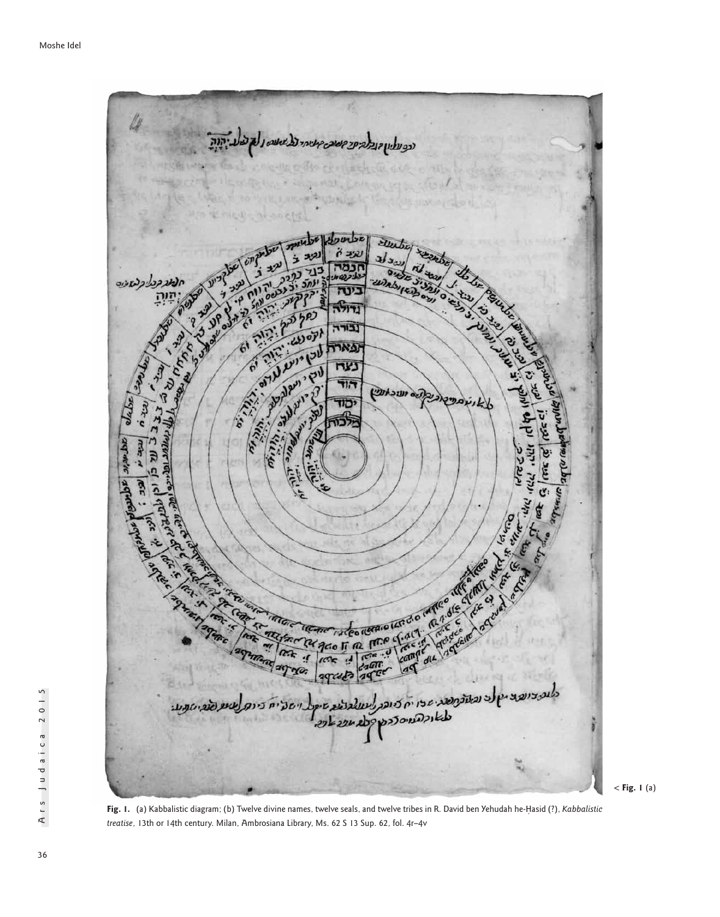< **Fig. 1** (a)

**Fig. 1.** (a) Kabbalistic diagram; (b) Twelve divine names, twelve seals, and twelve tribes in R. David ben Yehudah he-Ḥasid (?), *Kabbalistic treatise*, 13th or 14th century. Milan, Ambrosiana Library, Ms. 62 S 13 Sup. 62, fol. 4r–4v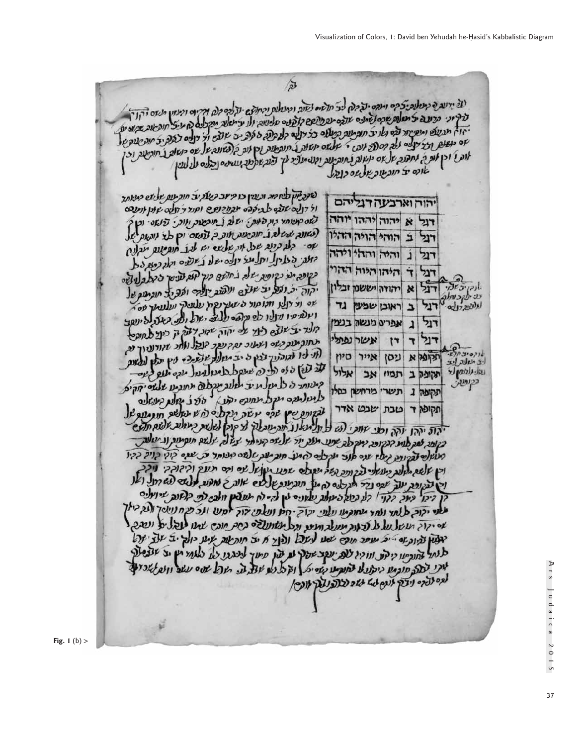Fig. 1 (b) >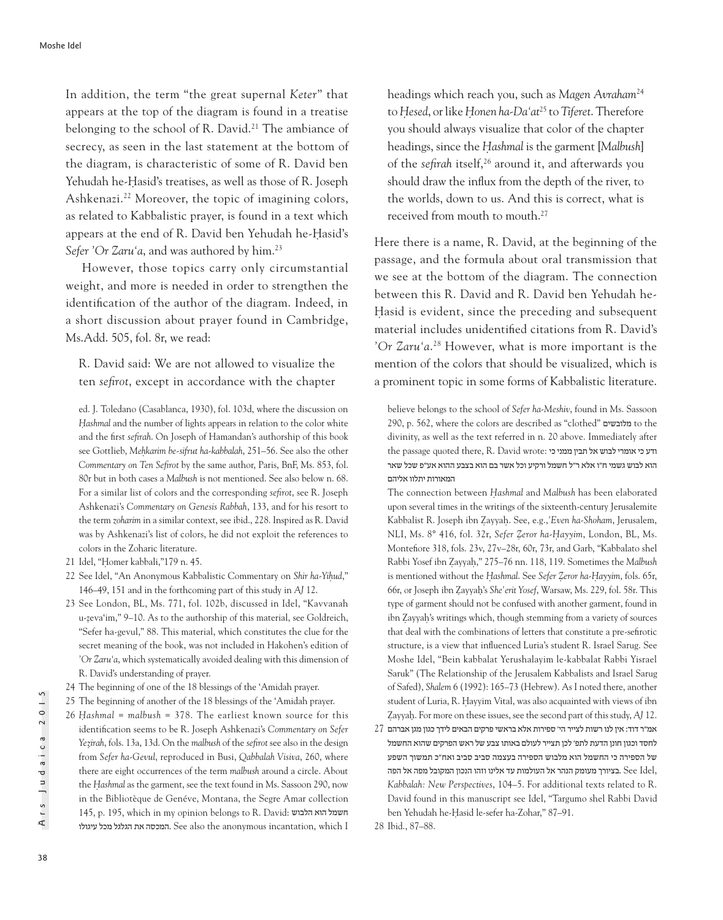In addition, the term "the great supernal *Keter*" that appears at the top of the diagram is found in a treatise belonging to the school of R. David.[21] The ambiance of secrecy, as seen in the last statement at the bottom of the diagram, is characteristic of some of R. David ben Yehudah he-Ḥasid's treatises, as well as those of R. Joseph Ashkenazi.[22] Moreover, the topic of imagining colors, as related to Kabbalistic prayer, is found in a text which appears at the end of R. David ben Yehudah he-Ḥasid's *Sefer 'Or Zaru'a*, and was authored by him.[23]

However, those topics carry only circumstantial weight, and more is needed in order to strengthen the identification of the author of the diagram. Indeed, in a short discussion about prayer found in Cambridge, Ms.Add. 505, fol. 8r, we read:

> R. David said: We are not allowed to visualize the ten *sefirot*, except in accordance with the chapter headings which reach you, such as *Magen Avraham*[24] to *Ḥesed*, or like *Ḥonen ha-Da'at*[25] to *Tiferet*. Therefore you should always visualize that color of the chapter headings, since the *Ḥashmal* is the garment [*Malbush*] of the *sefirah* itself,[26] around it, and afterwards you should draw the influx from the depth of the river, to the worlds, down to us. And this is correct, what is received from mouth to mouth.[27]

Here there is a name, R. David, at the beginning of the passage, and the formula about oral transmission that we see at the bottom of the diagram. The connection between this R. David and R. David ben Yehudah he-Ḥasid is evident, since the preceding and subsequent material includes unidentified citations from R. David's *'Or Zaru'a*.[28] However, what is more important is the mention of the colors that should be visualized, which is a prominent topic in some forms of Kabbalistic literature.

---

ed. J. Toledano (Casablanca, 1930), fol. 103d, where the discussion on *Ḥashmal* and the number of lights appears in relation to the color white and the first *sefirah*. On Joseph of Hamandan's authorship of this book see Gottlieb, *Meḥkarim be-sifrut ha-kabbalah*, 251–56. See also the other *Commentary on Ten Sefirot* by the same author, Paris, BnF, Ms. 853, fol. 80r but in both cases a *Malbush* is not mentioned. See also below n. 68. For a similar list of colors and the corresponding *sefirot*, see R. Joseph Ashkenazi's *Commentary on Genesis Rabbah*, 133, and for his resort to the term *zoharim* in a similar context, see ibid., 228. Inspired as R. David was by Ashkenazi's list of colors, he did not exploit the references to colors in the Zoharic literature.

21 Idel, "Ḥomer kabbali,"179 n. 45.

22 See Idel, "An Anonymous Kabbalistic Commentary on *Shir ha-Yiḥud*," 146–49, 151 and in the forthcoming part of this study in *AJ* 12.

23 See London, BL, Ms. 771, fol. 102b, discussed in Idel, "Kavvanah u-ẓeva'im," 9–10. As to the authorship of this material, see Goldreich, "Sefer ha-gevul," 88. This material, which constitutes the clue for the secret meaning of the book, was not included in Hakohen's edition of *'Or Zaru'a*, which systematically avoided dealing with this dimension of R. David's understanding of prayer.

24 The beginning of one of the 18 blessings of the 'Amidah prayer.

25 The beginning of another of the 18 blessings of the 'Amidah prayer.

26 *Ḥashmal* = *malbush* = 378. The earliest known source for this identification seems to be R. Joseph Ashkenazi's *Commentary on Sefer Yeẓirah*, fols. 13a, 13d. On the *malbush* of the *sefirot* see also in the design from *Sefer ha-Gevul*, reproduced in Busi, *Qabbalah Visiva*, 260, where there are eight occurrences of the term *malbush* around a circle. About the *Ḥashmal* as the garment, see the text found in Ms. Sassoon 290, now in the Bibliotèque de Genéve, Montana, the Segre Amar collection 145, p. 195, which in my opinion belongs to R. David: חשמל הוא הלבוש המכסה את הגלגל מכל עיגולו. See also the anonymous incantation, which I believe belongs to the school of *Sefer ha-Meshiv*, found in Ms. Sassoon 290, p. 562, where the colors are described as "clothed" מלובשים to the divinity, as well as the text referred in n. 20 above. Immediately after the passage quoted there, R. David wrote: ודע כי אומרי לבוש אל תבין ממני כי הוא לבוש גשמי ח"ו אלא ר"ל חשמל ורקיע וכל אשר בם הוא בצבע ההוא אע"פ שכל שאר המאורות יתלוו אליהם

The connection between *Ḥashmal* and *Malbush* has been elaborated upon several times in the writings of the sixteenth-century Jerusalemite Kabbalist R. Joseph ibn Ẓayyaḥ. See, e.g.,*'Even ha-Shoham*, Jerusalem, NLI, Ms. 8° 416, fol. 32r, *Sefer Ẓeror ha-Ḥayyim*, London, BL, Ms. Montefiore 318, fols. 23v, 27v–28r, 60r, 73r, and Garb, "Kabbalato shel Rabbi Yosef ibn Ẓayyaḥ," 275–76 nn. 118, 119. Sometimes the *Malbush* is mentioned without the *Ḥashmal*. See *Sefer Ẓeror ha-Ḥayyim*, fols. 65r, 66r, or Joseph ibn Ẓayyaḥ's *She'erit Yosef*, Warsaw, Ms. 229, fol. 58r. This type of garment should not be confused with another garment, found in ibn Ẓayyaḥ's writings which, though stemming from a variety of sources that deal with the combinations of letters that constitute a pre-sefirotic structure, is a view that influenced Luria's student R. Israel Sarug. See Moshe Idel, "Bein kabbalat Yerushalayim le-kabbalat Rabbi Yisrael Saruk" (The Relationship of the Jerusalem Kabbalists and Israel Sarug of Safed), *Shalem* 6 (1992): 165–73 (Hebrew). As I noted there, another student of Luria, R. Ḥayyim Vital, was also acquainted with views of ibn Ẓayyaḥ. For more on these issues, see the second part of this study, *AJ* 12.

27 אמ"ר דוד: אין לנו רשות לצייר הי' ספירות אלא בראשי פרקים הבאים לידך כגון מגן אברהם לחסד וכגון חונן הדעת לתפ' לכן תצייר לעולם באותו צבע של ראש הפרקים שהוא החשמל של הספירה כי החשמל הוא מלבוש הספירה בעצמה סביב סביב ואח"כ תמשוך השפע בציורך מעומק הנהר אל העולמות עד אלינו וזהו הנכון המקובל מפה אל הפה. See Idel, *Kabbalah: New Perspectives*, 104–5. For additional texts related to R. David found in this manuscript see Idel, "Targumo shel Rabbi David ben Yehudah he-Ḥasid le-sefer ha-Zohar," 87–91.

28 Ibid., 87–88.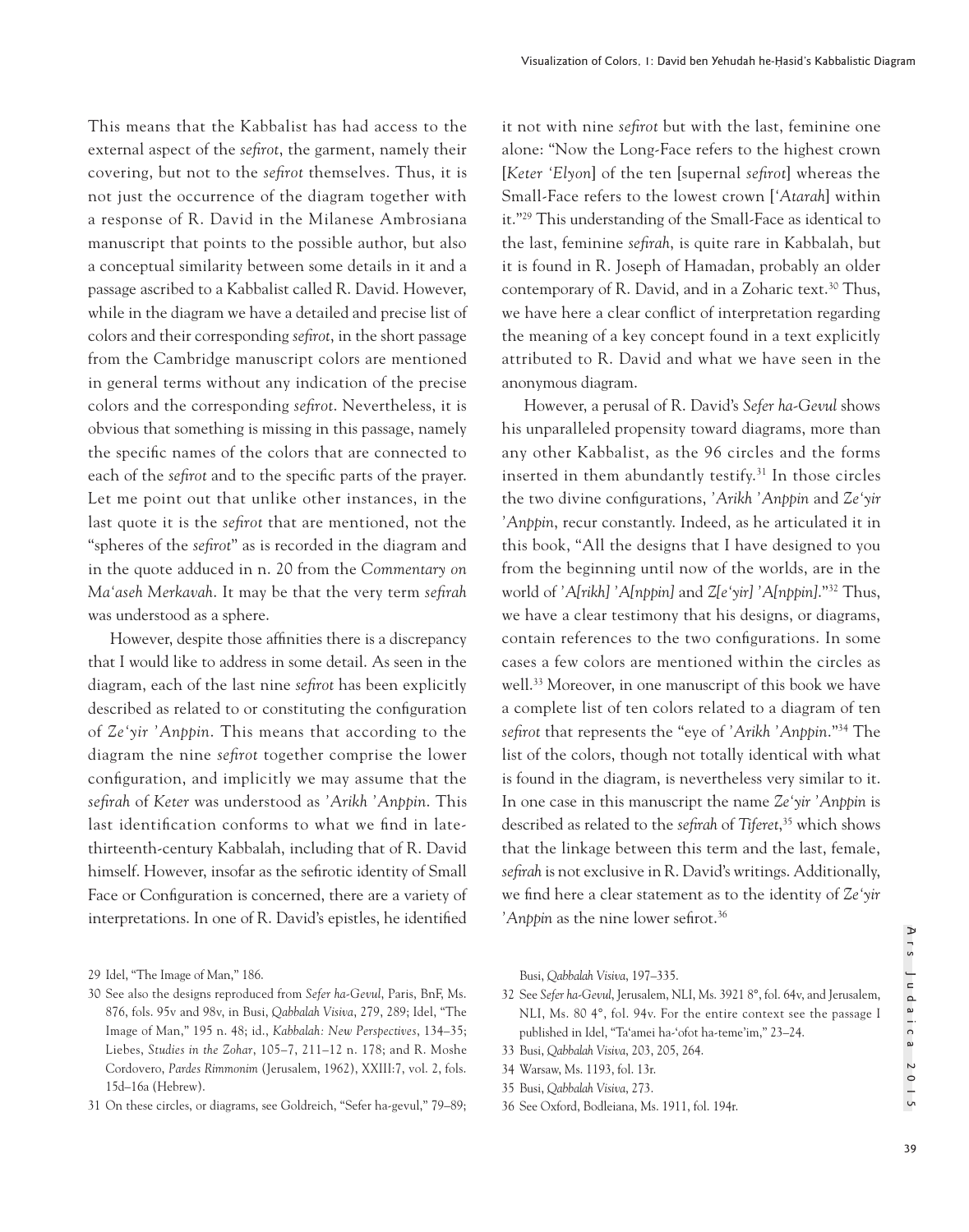This means that the Kabbalist has had access to the external aspect of the *sefirot*, the garment, namely their covering, but not to the *sefirot* themselves. Thus, it is not just the occurrence of the diagram together with a response of R. David in the Milanese Ambrosiana manuscript that points to the possible author, but also a conceptual similarity between some details in it and a passage ascribed to a Kabbalist called R. David. However, while in the diagram we have a detailed and precise list of colors and their corresponding *sefirot*, in the short passage from the Cambridge manuscript colors are mentioned in general terms without any indication of the precise colors and the corresponding *sefirot*. Nevertheless, it is obvious that something is missing in this passage, namely the specific names of the colors that are connected to each of the *sefirot* and to the specific parts of the prayer. Let me point out that unlike other instances, in the last quote it is the *sefirot* that are mentioned, not the "spheres of the *sefirot*" as is recorded in the diagram and in the quote adduced in n. 20 from the *Commentary on Ma'aseh Merkavah*. It may be that the very term *sefirah* was understood as a sphere.

However, despite those affinities there is a discrepancy that I would like to address in some detail. As seen in the diagram, each of the last nine *sefirot* has been explicitly described as related to or constituting the configuration of *Ze'yir 'Anppin*. This means that according to the diagram the nine *sefirot* together comprise the lower configuration, and implicitly we may assume that the *sefirah* of *Keter* was understood as *'Arikh 'Anppin*. This last identification conforms to what we find in late-thirteenth-century Kabbalah, including that of R. David himself. However, insofar as the sefirotic identity of Small Face or Configuration is concerned, there are a variety of interpretations. In one of R. David's epistles, he identified it not with nine *sefirot* but with the last, feminine one alone: "Now the Long-Face refers to the highest crown [*Keter 'Elyon*] of the ten [supernal *sefirot*] whereas the Small-Face refers to the lowest crown [*'Atarah*] within it."[29] This understanding of the Small-Face as identical to the last, feminine *sefirah*, is quite rare in Kabbalah, but it is found in R. Joseph of Hamadan, probably an older contemporary of R. David, and in a Zoharic text.[30] Thus, we have here a clear conflict of interpretation regarding the meaning of a key concept found in a text explicitly attributed to R. David and what we have seen in the anonymous diagram.

However, a perusal of R. David's *Sefer ha-Gevul* shows his unparalleled propensity toward diagrams, more than any other Kabbalist, as the 96 circles and the forms inserted in them abundantly testify.[31] In those circles the two divine configurations, *'Arikh 'Anppin* and *Ze'yir 'Anppin*, recur constantly. Indeed, as he articulated it in this book, "All the designs that I have designed to you from the beginning until now of the worlds, are in the world of *'A[rikh] 'A[nppin]* and *Z[e'yir] 'A[nppin]*."[32] Thus, we have a clear testimony that his designs, or diagrams, contain references to the two configurations. In some cases a few colors are mentioned within the circles as well.[33] Moreover, in one manuscript of this book we have a complete list of ten colors related to a diagram of ten *sefirot* that represents the "eye of *'Arikh 'Anppin*."[34] The list of the colors, though not totally identical with what is found in the diagram, is nevertheless very similar to it. In one case in this manuscript the name *Ze'yir 'Anppin* is described as related to the *sefirah* of *Tiferet*,[35] which shows that the linkage between this term and the last, female, *sefirah* is not exclusive in R. David's writings. Additionally, we find here a clear statement as to the identity of *Ze'yir 'Anppin* as the nine lower sefirot.[36]

---

29 Idel, "The Image of Man," 186.

30 See also the designs reproduced from *Sefer ha-Gevul*, Paris, BnF, Ms. 876, fols. 95v and 98v, in Busi, *Qabbalah Visiva*, 279, 289; Idel, "The Image of Man," 195 n. 48; id., *Kabbalah: New Perspectives*, 134–35; Liebes, *Studies in the Zohar*, 105–7, 211–12 n. 178; and R. Moshe Cordovero, *Pardes Rimmonim* (Jerusalem, 1962), XXIII:7, vol. 2, fols. 15d–16a (Hebrew).

31 On these circles, or diagrams, see Goldreich, "Sefer ha-gevul," 79–89; Busi, *Qabbalah Visiva*, 197–335.

32 See *Sefer ha-Gevul*, Jerusalem, NLI, Ms. 3921 8°, fol. 64v, and Jerusalem, NLI, Ms. 80 4°, fol. 94v. For the entire context see the passage I published in Idel, "Ta'amei ha-'ofot ha-teme'im," 23–24.

33 Busi, *Qabbalah Visiva*, 203, 205, 264.

34 Warsaw, Ms. 1193, fol. 13r.

35 Busi, *Qabbalah Visiva*, 273.

36 See Oxford, Bodleiana, Ms. 1911, fol. 194r.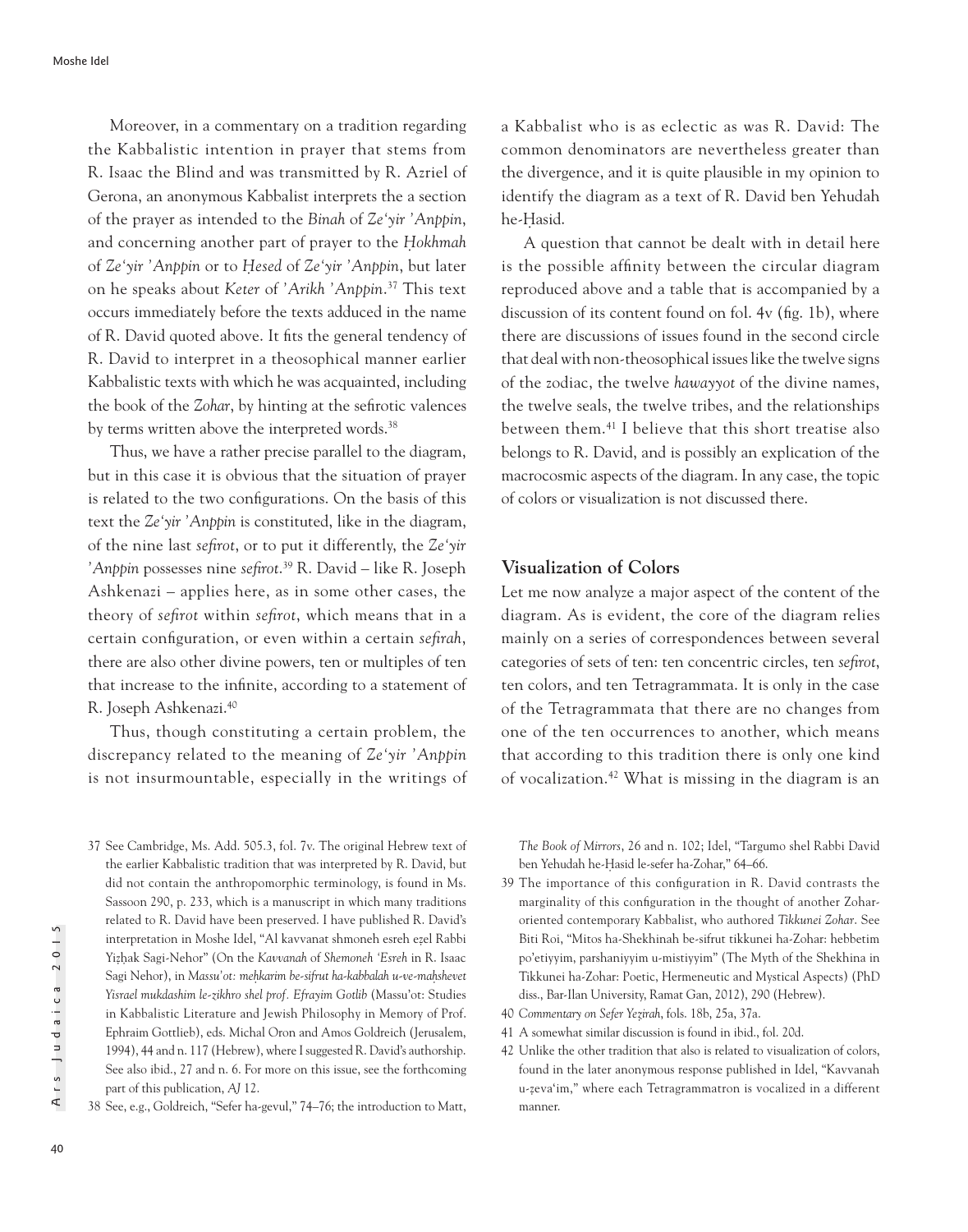Moreover, in a commentary on a tradition regarding the Kabbalistic intention in prayer that stems from R. Isaac the Blind and was transmitted by R. Azriel of Gerona, an anonymous Kabbalist interprets the a section of the prayer as intended to the *Binah* of *Ze'yir 'Anppin*, and concerning another part of prayer to the *Ḥokhmah* of *Ze'yir 'Anppin* or to *Ḥesed* of *Ze'yir 'Anppin*, but later on he speaks about *Keter* of *'Arikh 'Anppin*.[37] This text occurs immediately before the texts adduced in the name of R. David quoted above. It fits the general tendency of R. David to interpret in a theosophical manner earlier Kabbalistic texts with which he was acquainted, including the book of the *Zohar*, by hinting at the sefirotic valences by terms written above the interpreted words.[38]

Thus, we have a rather precise parallel to the diagram, but in this case it is obvious that the situation of prayer is related to the two configurations. On the basis of this text the *Ze'yir 'Anppin* is constituted, like in the diagram, of the nine last *sefirot*, or to put it differently, the *Ze'yir 'Anppin* possesses nine *sefirot*.[39] R. David – like R. Joseph Ashkenazi – applies here, as in some other cases, the theory of *sefirot* within *sefirot*, which means that in a certain configuration, or even within a certain *sefirah*, there are also other divine powers, ten or multiples of ten that increase to the infinite, according to a statement of R. Joseph Ashkenazi.[40]

Thus, though constituting a certain problem, the discrepancy related to the meaning of *Ze'yir 'Anppin* is not insurmountable, especially in the writings of a Kabbalist who is as eclectic as was R. David: The common denominators are nevertheless greater than the divergence, and it is quite plausible in my opinion to identify the diagram as a text of R. David ben Yehudah he-Ḥasid.

A question that cannot be dealt with in detail here is the possible affinity between the circular diagram reproduced above and a table that is accompanied by a discussion of its content found on fol. 4v (fig. 1b), where there are discussions of issues found in the second circle that deal with non-theosophical issues like the twelve signs of the zodiac, the twelve *hawayyot* of the divine names, the twelve seals, the twelve tribes, and the relationships between them.[41] I believe that this short treatise also belongs to R. David, and is possibly an explication of the macrocosmic aspects of the diagram. In any case, the topic of colors or visualization is not discussed there.

## Visualization of Colors

Let me now analyze a major aspect of the content of the diagram. As is evident, the core of the diagram relies mainly on a series of correspondences between several categories of sets of ten: ten concentric circles, ten *sefirot*, ten colors, and ten Tetragrammata. It is only in the case of the Tetragrammata that there are no changes from one of the ten occurrences to another, which means that according to this tradition there is only one kind of vocalization.[42] What is missing in the diagram is an

---

37 See Cambridge, Ms. Add. 505.3, fol. 7v. The original Hebrew text of the earlier Kabbalistic tradition that was interpreted by R. David, but did not contain the anthropomorphic terminology, is found in Ms. Sassoon 290, p. 233, which is a manuscript in which many traditions related to R. David have been preserved. I have published R. David's interpretation in Moshe Idel, "Al kavvanat shmoneh esreh eẓel Rabbi Yiẓḥak Sagi-Nehor" (On the *Kavvanah* of *Shemoneh 'Esreh* in R. Isaac Sagi Nehor), in *Massu'ot: meḥkarim be-sifrut ha-kabbalah u-ve-maḥshevet Yisrael mukdashim le-zikhro shel prof. Efrayim Gotlib* (Massu'ot: Studies in Kabbalistic Literature and Jewish Philosophy in Memory of Prof. Ephraim Gottlieb), eds. Michal Oron and Amos Goldreich (Jerusalem, 1994), 44 and n. 117 (Hebrew), where I suggested R. David's authorship. See also ibid., 27 and n. 6. For more on this issue, see the forthcoming part of this publication, *AJ* 12.

38 See, e.g., Goldreich, "Sefer ha-gevul," 74–76; the introduction to Matt, *The Book of Mirrors*, 26 and n. 102; Idel, "Targumo shel Rabbi David ben Yehudah he-Ḥasid le-sefer ha-Zohar," 64–66.

39 The importance of this configuration in R. David contrasts the marginality of this configuration in the thought of another Zohar-oriented contemporary Kabbalist, who authored *Tikkunei Zohar*. See Biti Roi, "Mitos ha-Shekhinah be-sifrut tikkunei ha-Zohar: hebbetim po'etiyyim, parshaniyyim u-mistiyyim" (The Myth of the Shekhina in Tikkunei ha-Zohar: Poetic, Hermeneutic and Mystical Aspects) (PhD diss., Bar-Ilan University, Ramat Gan, 2012), 290 (Hebrew).

40 *Commentary on Sefer Yeẓirah*, fols. 18b, 25a, 37a.

41 A somewhat similar discussion is found in ibid., fol. 20d.

42 Unlike the other tradition that also is related to visualization of colors, found in the later anonymous response published in Idel, "Kavvanah u-ẓeva'im," where each Tetragrammatron is vocalized in a different manner.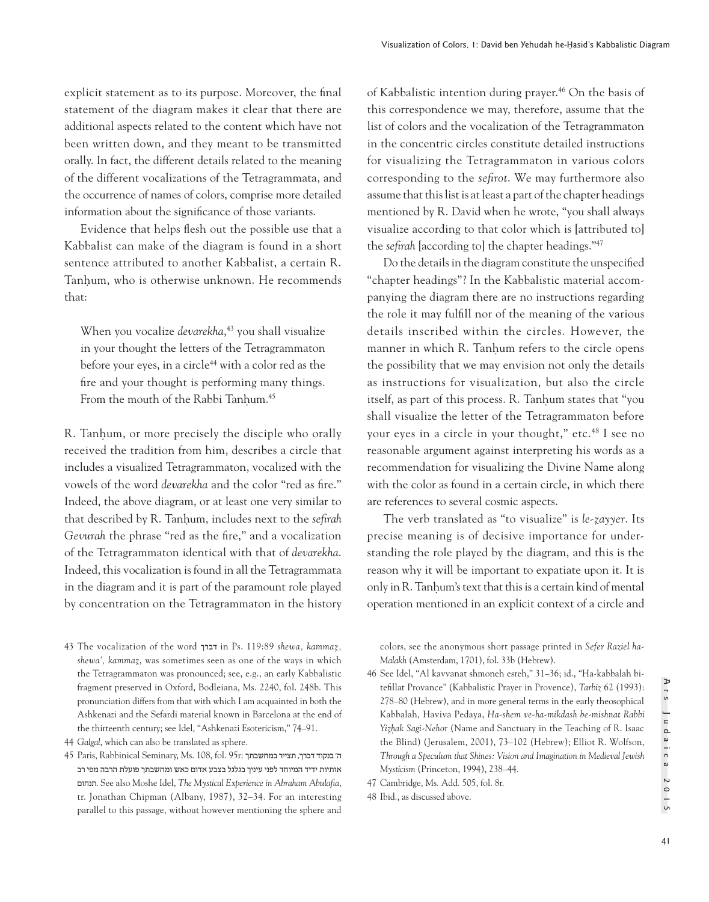explicit statement as to its purpose. Moreover, the final statement of the diagram makes it clear that there are additional aspects related to the content which have not been written down, and they meant to be transmitted orally. In fact, the different details related to the meaning of the different vocalizations of the Tetragrammata, and the occurrence of names of colors, comprise more detailed information about the significance of those variants.

Evidence that helps flesh out the possible use that a Kabbalist can make of the diagram is found in a short sentence attributed to another Kabbalist, a certain R. Tanḥum, who is otherwise unknown. He recommends that:

> When you vocalize *devarekha*,[43] you shall visualize in your thought the letters of the Tetragrammaton before your eyes, in a circle[44] with a color red as the fire and your thought is performing many things. From the mouth of the Rabbi Tanḥum.[45]

R. Tanḥum, or more precisely the disciple who orally received the tradition from him, describes a circle that includes a visualized Tetragrammaton, vocalized with the vowels of the word *devarekha* and the color "red as fire." Indeed, the above diagram, or at least one very similar to that described by R. Tanḥum, includes next to the *sefirah Gevurah* the phrase "red as the fire," and a vocalization of the Tetragrammaton identical with that of *devarekha*. Indeed, this vocalization is found in all the Tetragrammata in the diagram and it is part of the paramount role played by concentration on the Tetragrammaton in the history of Kabbalistic intention during prayer.[46] On the basis of this correspondence we may, therefore, assume that the list of colors and the vocalization of the Tetragrammaton in the concentric circles constitute detailed instructions for visualizing the Tetragrammaton in various colors corresponding to the *sefirot*. We may furthermore also assume that this list is at least a part of the chapter headings mentioned by R. David when he wrote, "you shall always visualize according to that color which is [attributed to] the *sefirah* [according to] the chapter headings."[47]

Do the details in the diagram constitute the unspecified "chapter headings"? In the Kabbalistic material accompanying the diagram there are no instructions regarding the role it may fulfill nor of the meaning of the various details inscribed within the circles. However, the manner in which R. Tanḥum refers to the circle opens the possibility that we may envision not only the details as instructions for visualization, but also the circle itself, as part of this process. R. Tanḥum states that "you shall visualize the letter of the Tetragrammaton before your eyes in a circle in your thought," etc.[48] I see no reasonable argument against interpreting his words as a recommendation for visualizing the Divine Name along with the color as found in a certain circle, in which there are references to several cosmic aspects.

The verb translated as "to visualize" is *le-ẓayyer*. Its precise meaning is of decisive importance for understanding the role played by the diagram, and this is the reason why it will be important to expatiate upon it. It is only in R. Tanḥum's text that this is a certain kind of mental operation mentioned in an explicit context of a circle and

---

43 The vocalization of the word דברך in Ps. 119:89 *shewa, kammaẓ, shewa', kammaẓ*, was sometimes seen as one of the ways in which the Tetragrammaton was pronounced; see, e.g., an early Kabbalistic fragment preserved in Oxford, Bodleiana, Ms. 2240, fol. 248b. This pronunciation differs from that with which I am acquainted in both the Ashkenazi and the Sefardi material known in Barcelona at the end of the thirteenth century; see Idel, "Ashkenazi Esotericism," 74–91.

44 *Galgal*, which can also be translated as sphere.

45 Paris, Rabbinical Seminary, Ms. 108, fol. 95r: ה' בנקוד דברך, תצייר במחשבתך אותיות ידיד המיוחד לפני עיניך בגלגל בצבע אדום כאש ומחשבתך פועלת הרבה מפי רב תנחום. See also Moshe Idel, *The Mystical Experience in Abraham Abulafia*, tr. Jonathan Chipman (Albany, 1987), 32–34. For an interesting parallel to this passage, without however mentioning the sphere and colors, see the anonymous short passage printed in *Sefer Raziel ha-Malakh* (Amsterdam, 1701), fol. 33b (Hebrew).

46 See Idel, "Al kavvanat shmoneh esreh," 31–36; id., "Ha-kabbalah bi-tefillat Provance" (Kabbalistic Prayer in Provence), *Tarbiz* 62 (1993): 278–80 (Hebrew), and in more general terms in the early theosophical Kabbalah, Haviva Pedaya, *Ha-shem ve-ha-mikdash be-mishnat Rabbi Yiẓḥak Sagi-Nehor* (Name and Sanctuary in the Teaching of R. Isaac the Blind) (Jerusalem, 2001), 73–102 (Hebrew); Elliot R. Wolfson, *Through a Speculum that Shines: Vision and Imagination in Medieval Jewish Mysticism* (Princeton, 1994), 238–44.

47 Cambridge, Ms. Add. 505, fol. 8r.

48 Ibid., as discussed above.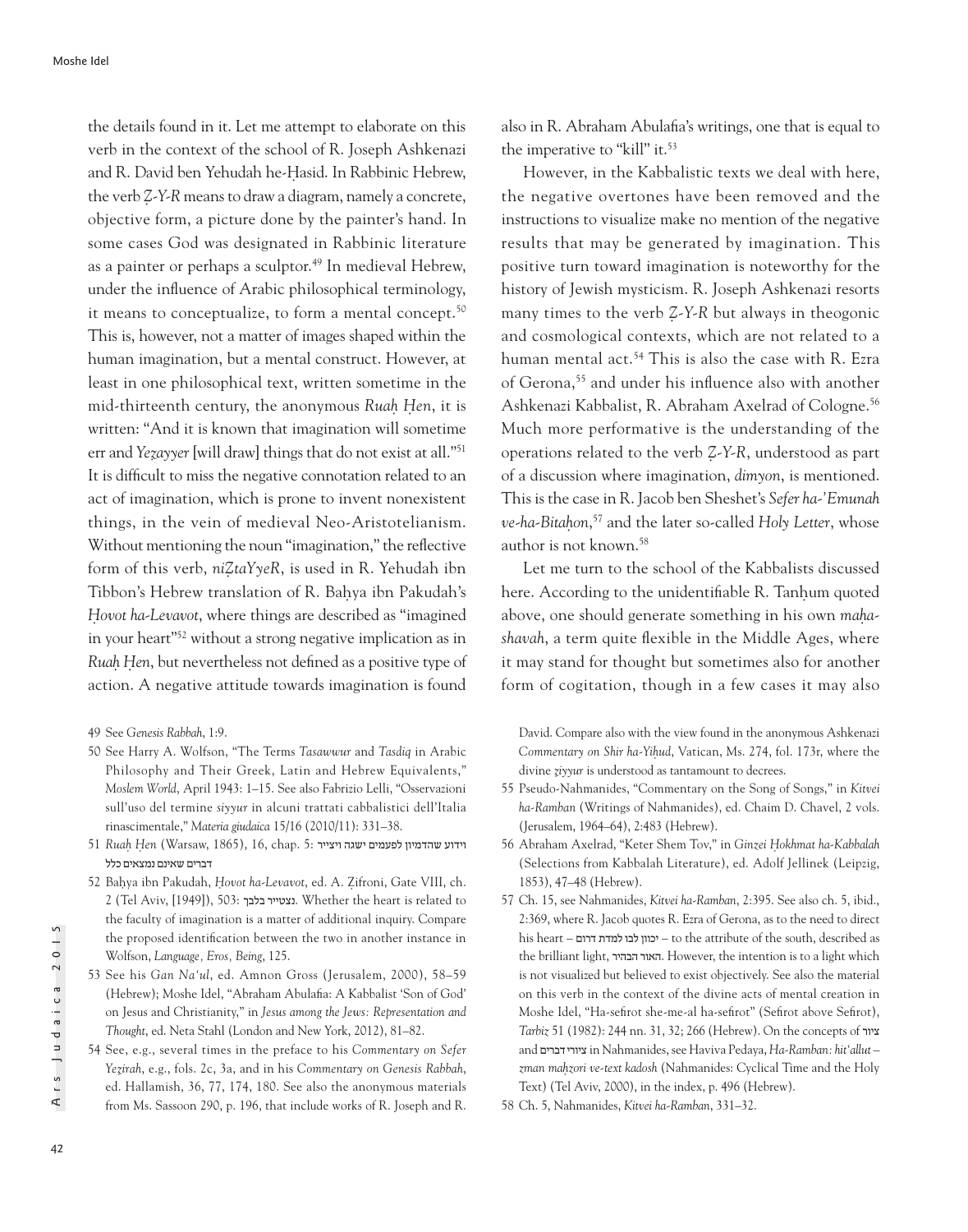the details found in it. Let me attempt to elaborate on this verb in the context of the school of R. Joseph Ashkenazi and R. David ben Yehudah he-Ḥasid. In Rabbinic Hebrew, the verb *Ẓ-Y-R* means to draw a diagram, namely a concrete, objective form, a picture done by the painter's hand. In some cases God was designated in Rabbinic literature as a painter or perhaps a sculptor.[49] In medieval Hebrew, under the influence of Arabic philosophical terminology, it means to conceptualize, to form a mental concept.[50] This is, however, not a matter of images shaped within the human imagination, but a mental construct. However, at least in one philosophical text, written sometime in the mid-thirteenth century, the anonymous *Ruaḥ Ḥen*, it is written: "And it is known that imagination will sometime err and *Yeẓayyer* [will draw] things that do not exist at all."[51] It is difficult to miss the negative connotation related to an act of imagination, which is prone to invent nonexistent things, in the vein of medieval Neo-Aristotelianism. Without mentioning the noun "imagination," the reflective form of this verb, *niẒtaYyeR*, is used in R. Yehudah ibn Tibbon's Hebrew translation of R. Baḥya ibn Pakudah's *Ḥovot ha-Levavot*, where things are described as "imagined in your heart"[52] without a strong negative implication as in *Ruaḥ Ḥen*, but nevertheless not defined as a positive type of action. A negative attitude towards imagination is found also in R. Abraham Abulafia's writings, one that is equal to the imperative to "kill" it.[53]

However, in the Kabbalistic texts we deal with here, the negative overtones have been removed and the instructions to visualize make no mention of the negative results that may be generated by imagination. This positive turn toward imagination is noteworthy for the history of Jewish mysticism. R. Joseph Ashkenazi resorts many times to the verb *Ẓ-Y-R* but always in theogonic and cosmological contexts, which are not related to a human mental act.[54] This is also the case with R. Ezra of Gerona,[55] and under his influence also with another Ashkenazi Kabbalist, R. Abraham Axelrad of Cologne.[56] Much more performative is the understanding of the operations related to the verb *Ẓ-Y-R*, understood as part of a discussion where imagination, *dimyon*, is mentioned. This is the case in R. Jacob ben Sheshet's *Sefer ha-'Emunah ve-ha-Bitaḥon*,[57] and the later so-called *Holy Letter*, whose author is not known.[58]

Let me turn to the school of the Kabbalists discussed here. According to the unidentifiable R. Tanḥum quoted above, one should generate something in his own *maḥashavah*, a term quite flexible in the Middle Ages, where it may stand for thought but sometimes also for another form of cogitation, though in a few cases it may also

49 See *Genesis Rabbah*, 1:9.

50 See Harry A. Wolfson, "The Terms *Tasawwur* and *Tasdiq* in Arabic Philosophy and Their Greek, Latin and Hebrew Equivalents," *Moslem World*, April 1943: 1–15. See also Fabrizio Lelli, "Osservazioni sull'uso del termine *siyyur* in alcuni trattati cabbalistici dell'Italia rinascimentale," *Materia giudaica* 15/16 (2010/11): 331–38.

51 *Ruaḥ Ḥen* (Warsaw, 1865), 16, chap. 5: וידוע שהדמיון לפעמים ישגה ויצייר דברים שאינם נמצאים כלל

52 Baḥya ibn Pakudah, *Ḥovot ha-Levavot*, ed. A. Ẓifroni, Gate VIII, ch. 2 (Tel Aviv, [1949]), 503: נצטייר בלבך. Whether the heart is related to the faculty of imagination is a matter of additional inquiry. Compare the proposed identification between the two in another instance in Wolfson, *Language, Eros, Being*, 125.

53 See his *Gan Na'ul*, ed. Amnon Gross (Jerusalem, 2000), 58–59 (Hebrew); Moshe Idel, "Abraham Abulafia: A Kabbalist 'Son of God' on Jesus and Christianity," in *Jesus among the Jews: Representation and Thought*, ed. Neta Stahl (London and New York, 2012), 81–82.

54 See, e.g., several times in the preface to his *Commentary on Sefer Yeẓirah*, e.g., fols. 2c, 3a, and in his *Commentary on Genesis Rabbah*, ed. Hallamish, 36, 77, 174, 180. See also the anonymous materials from Ms. Sassoon 290, p. 196, that include works of R. Joseph and R. David. Compare also with the view found in the anonymous Ashkenazi *Commentary on Shir ha-Yiḥud*, Vatican, Ms. 274, fol. 173r, where the divine *ẓiyyur* is understood as tantamount to decrees.

55 Pseudo-Nahmanides, "Commentary on the Song of Songs," in *Kitvei ha-Ramban* (Writings of Nahmanides), ed. Chaim D. Chavel, 2 vols. (Jerusalem, 1964–64), 2:483 (Hebrew).

56 Abraham Axelrad, "Keter Shem Tov," in *Ginzei Ḥokhmat ha-Kabbalah* (Selections from Kabbalah Literature), ed. Adolf Jellinek (Leipzig, 1853), 47–48 (Hebrew).

57 Ch. 15, see Nahmanides, *Kitvei ha-Ramban*, 2:395. See also ch. 5, ibid., 2:369, where R. Jacob quotes R. Ezra of Gerona, as to the need to direct his heart – יכוון לבו למדת דרום – to the attribute of the south, described as the brilliant light, האור הבהיר. However, the intention is to a light which is not visualized but believed to exist objectively. See also the material on this verb in the context of the divine acts of mental creation in Moshe Idel, "Ha-sefirot she-me-al ha-sefirot" (Sefirot above Sefirot), *Tarbiz* 51 (1982): 244 nn. 31, 32; 266 (Hebrew). On the concepts of ציור and ציורי דברים in Nahmanides, see Haviva Pedaya, *Ha-Ramban: hit'allut – zman maḥzori ve-text kadosh* (Nahmanides: Cyclical Time and the Holy Text) (Tel Aviv, 2000), in the index, p. 496 (Hebrew).

58 Ch. 5, Nahmanides, *Kitvei ha-Ramban*, 331–32.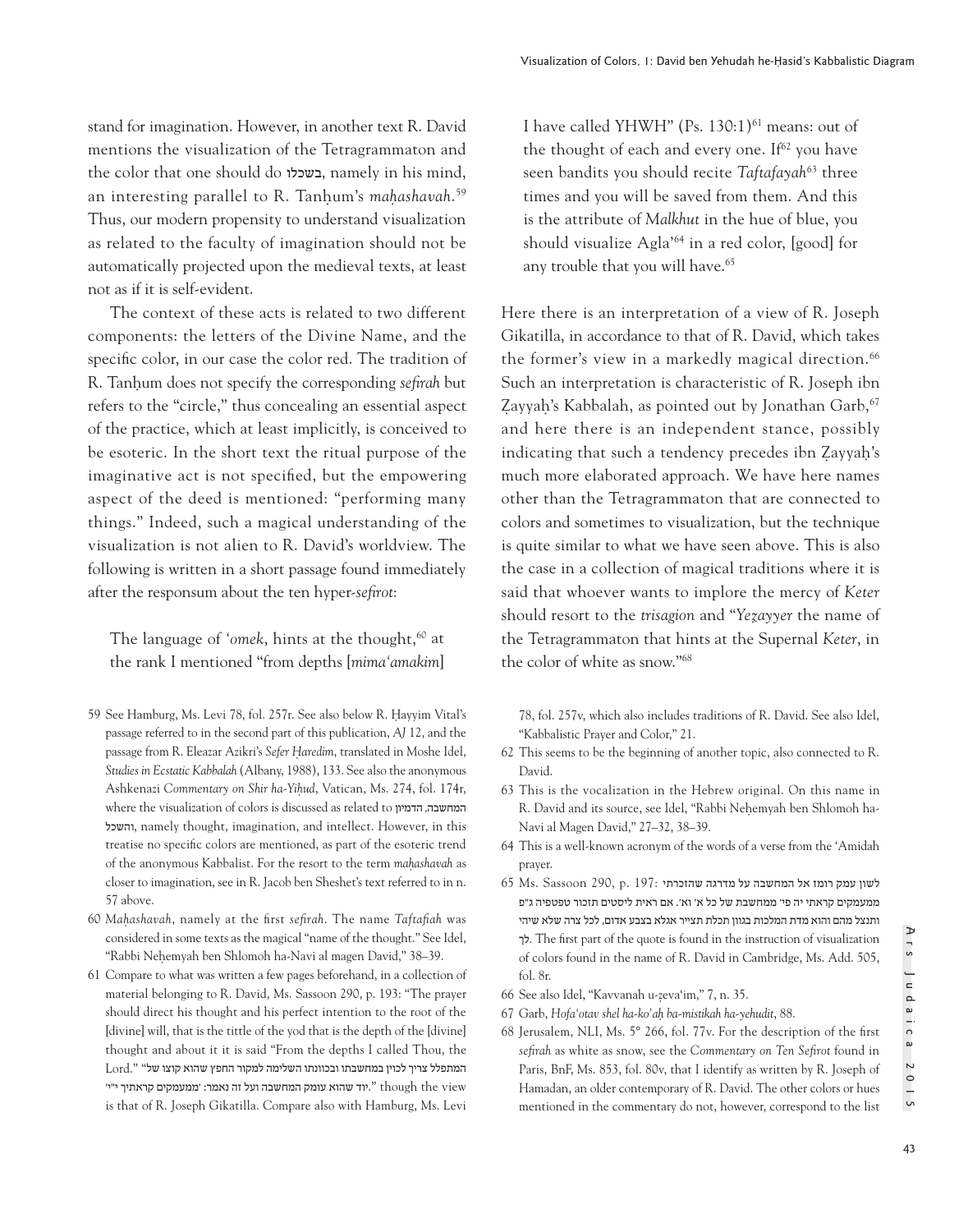stand for imagination. However, in another text R. David mentions the visualization of the Tetragrammaton and the color that one should do בשכלו, namely in his mind, an interesting parallel to R. Tanḥum's *maḥashavah*.[59] Thus, our modern propensity to understand visualization as related to the faculty of imagination should not be automatically projected upon the medieval texts, at least not as if it is self-evident.

The context of these acts is related to two different components: the letters of the Divine Name, and the specific color, in our case the color red. The tradition of R. Tanḥum does not specify the corresponding *sefirah* but refers to the "circle," thus concealing an essential aspect of the practice, which at least implicitly, is conceived to be esoteric. In the short text the ritual purpose of the imaginative act is not specified, but the empowering aspect of the deed is mentioned: "performing many things." Indeed, such a magical understanding of the visualization is not alien to R. David's worldview. The following is written in a short passage found immediately after the responsum about the ten hyper-*sefirot*:

> The language of *'omek*, hints at the thought,[60] at the rank I mentioned "from depths [*mima'amakim*] I have called YHWH" (Ps. 130:1)[61] means: out of the thought of each and every one. If[62] you have seen bandits you should recite *Taftafayah*[63] three times and you will be saved from them. And this is the attribute of *Malkhut* in the hue of blue, you should visualize Agla'[64] in a red color, [good] for any trouble that you will have.[65]

Here there is an interpretation of a view of R. Joseph Gikatilla, in accordance to that of R. David, which takes the former's view in a markedly magical direction.[66] Such an interpretation is characteristic of R. Joseph ibn Ẓayyaḥ's Kabbalah, as pointed out by Jonathan Garb,[67] and here there is an independent stance, possibly indicating that such a tendency precedes ibn Ẓayyaḥ's much more elaborated approach. We have here names other than the Tetragrammaton that are connected to colors and sometimes to visualization, but the technique is quite similar to what we have seen above. This is also the case in a collection of magical traditions where it is said that whoever wants to implore the mercy of *Keter* should resort to the *trisagion* and "*Yeẓayyer* the name of the Tetragrammaton that hints at the Supernal *Keter*, in the color of white as snow."[68]

---

59 See Hamburg, Ms. Levi 78, fol. 257r. See also below R. Ḥayyim Vital's passage referred to in the second part of this publication, *AJ* 12, and the passage from R. Eleazar Azikri's *Sefer Ḥaredim*, translated in Moshe Idel, *Studies in Ecstatic Kabbalah* (Albany, 1988), 133. See also the anonymous Ashkenazi *Commentary on Shir ha-Yiḥud*, Vatican, Ms. 274, fol. 174r, where the visualization of colors is discussed as related to המחשבה, הדמיון והשכל, namely thought, imagination, and intellect. However, in this treatise no specific colors are mentioned, as part of the esoteric trend of the anonymous Kabbalist. For the resort to the term *maḥashavah* as closer to imagination, see in R. Jacob ben Sheshet's text referred to in n. 57 above.

60 *Maḥashavah*, namely at the first *sefirah*. The name *Taftafiah* was considered in some texts as the magical "name of the thought." See Idel, "Rabbi Neḥemyah ben Shlomoh ha-Navi al magen David," 38–39.

61 Compare to what was written a few pages beforehand, in a collection of material belonging to R. David, Ms. Sassoon 290, p. 193: "The prayer should direct his thought and his perfect intention to the root of the [divine] will, that is the tittle of the yod that is the depth of the [divine] thought and about it it is said "From the depths I called Thou, the Lord." "המתפלל צריך לכוין במחשבתו ובכוונתו השלימה למקור החפץ שהוא קוצו של יוד שהוא עומק המחשבה ועל זה נאמר: 'ממעמקים קראתיך י"י'." though the view is that of R. Joseph Gikatilla. Compare also with Hamburg, Ms. Levi 78, fol. 257v, which also includes traditions of R. David. See also Idel, "Kabbalistic Prayer and Color," 21.

62 This seems to be the beginning of another topic, also connected to R. David.

63 This is the vocalization in the Hebrew original. On this name in R. David and its source, see Idel, "Rabbi Neḥemyah ben Shlomoh ha-Navi al Magen David," 27–32, 38–39.

64 This is a well-known acronym of the words of a verse from the 'Amidah prayer.

65 Ms. Sassoon 290, p. 197: לשון עמק רומז אל המחשבה על מדרגה שהזכרתי ממעמקים קראתי יה פי' ממחשבת של כל א' וא'. אם ראית ליסטים תזכור טפטפיה ג"פ ותנצל מהם והוא מדת המלכות בגוון תכלת תצייר אגלא בצבע אדום, לכל צרה שלא שיהי לך. The first part of the quote is found in the instruction of visualization of colors found in the name of R. David in Cambridge, Ms. Add. 505, fol. 8r.

66 See also Idel, "Kavvanah u-ẓeva'im," 7, n. 35.

67 Garb, *Hofa'otav shel ha-ko'aḥ ba-mistikah ha-yehudit*, 88.

68 Jerusalem, NLI, Ms. 5° 266, fol. 77v. For the description of the first *sefirah* as white as snow, see the *Commentary on Ten Sefirot* found in Paris, BnF, Ms. 853, fol. 80v, that I identify as written by R. Joseph of Hamadan, an older contemporary of R. David. The other colors or hues mentioned in the commentary do not, however, correspond to the list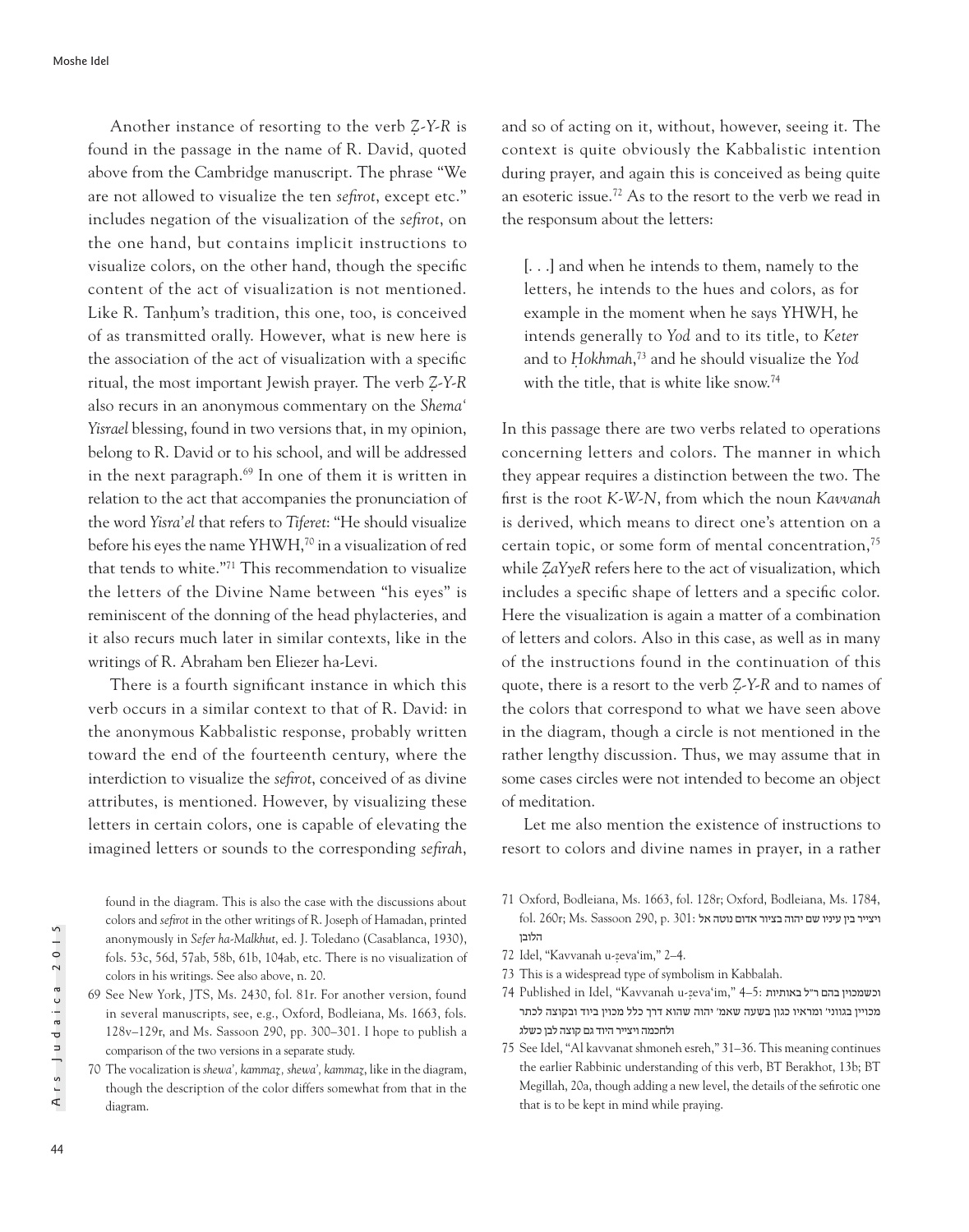Another instance of resorting to the verb *Ẓ-Y-R* is found in the passage in the name of R. David, quoted above from the Cambridge manuscript. The phrase "We are not allowed to visualize the ten *sefirot*, except etc." includes negation of the visualization of the *sefirot*, on the one hand, but contains implicit instructions to visualize colors, on the other hand, though the specific content of the act of visualization is not mentioned. Like R. Tanḥum's tradition, this one, too, is conceived of as transmitted orally. However, what is new here is the association of the act of visualization with a specific ritual, the most important Jewish prayer. The verb *Ẓ-Y-R* also recurs in an anonymous commentary on the *Shema' Yisrael* blessing, found in two versions that, in my opinion, belong to R. David or to his school, and will be addressed in the next paragraph.[69] In one of them it is written in relation to the act that accompanies the pronunciation of the word *Yisra'el* that refers to *Tiferet*: "He should visualize before his eyes the name YHWH,[70] in a visualization of red that tends to white."[71] This recommendation to visualize the letters of the Divine Name between "his eyes" is reminiscent of the donning of the head phylacteries, and it also recurs much later in similar contexts, like in the writings of R. Abraham ben Eliezer ha-Levi.

There is a fourth significant instance in which this verb occurs in a similar context to that of R. David: in the anonymous Kabbalistic response, probably written toward the end of the fourteenth century, where the interdiction to visualize the *sefirot*, conceived of as divine attributes, is mentioned. However, by visualizing these letters in certain colors, one is capable of elevating the imagined letters or sounds to the corresponding *sefirah*, and so of acting on it, without, however, seeing it. The context is quite obviously the Kabbalistic intention during prayer, and again this is conceived as being quite an esoteric issue.[72] As to the resort to the verb we read in the responsum about the letters:

> [. . .] and when he intends to them, namely to the letters, he intends to the hues and colors, as for example in the moment when he says YHWH, he intends generally to *Yod* and to its title, to *Keter* and to *Ḥokhmah*,[73] and he should visualize the *Yod* with the title, that is white like snow.[74]

In this passage there are two verbs related to operations concerning letters and colors. The manner in which they appear requires a distinction between the two. The first is the root *K-W-N*, from which the noun *Kavvanah* is derived, which means to direct one's attention on a certain topic, or some form of mental concentration,[75] while *ẒaYyeR* refers here to the act of visualization, which includes a specific shape of letters and a specific color. Here the visualization is again a matter of a combination of letters and colors. Also in this case, as well as in many of the instructions found in the continuation of this quote, there is a resort to the verb *Ẓ-Y-R* and to names of the colors that correspond to what we have seen above in the diagram, though a circle is not mentioned in the rather lengthy discussion. Thus, we may assume that in some cases circles were not intended to become an object of meditation.

Let me also mention the existence of instructions to resort to colors and divine names in prayer, in a rather

---

found in the diagram. This is also the case with the discussions about colors and *sefirot* in the other writings of R. Joseph of Hamadan, printed anonymously in *Sefer ha-Malkhut*, ed. J. Toledano (Casablanca, 1930), fols. 53c, 56d, 57ab, 58b, 61b, 104ab, etc. There is no visualization of colors in his writings. See also above, n. 20.

69 See New York, JTS, Ms. 2430, fol. 81r. For another version, found in several manuscripts, see, e.g., Oxford, Bodleiana, Ms. 1663, fols. 128v–129r, and Ms. Sassoon 290, pp. 300–301. I hope to publish a comparison of the two versions in a separate study.

70 The vocalization is *shewa', kammaẓ, shewa', kammaẓ*, like in the diagram, though the description of the color differs somewhat from that in the diagram.

71 Oxford, Bodleiana, Ms. 1663, fol. 128r; Oxford, Bodleiana, Ms. 1784, fol. 260r; Ms. Sassoon 290, p. 301: ויצייר בין עיניו שם יהוה בציור אדום נוטה אל הלובן

72 Idel, "Kavvanah u-ẓeva'im," 2–4.

73 This is a widespread type of symbolism in Kabbalah.

74 Published in Idel, "Kavvanah u-ẓeva'im," 4–5: וכשמכוין בהם ר"ל באותיות מכויין בגווני' ומראיו כגון בשעה שאמ' יהוה שהוא דרך כלל מכוין ביוד ובקוצה לכתר ולחכמה ויצייר היוד גם קוצה לבן כשלג

75 See Idel, "Al kavvanat shmoneh esreh," 31–36. This meaning continues the earlier Rabbinic understanding of this verb, BT Berakhot, 13b; BT Megillah, 20a, though adding a new level, the details of the sefirotic one that is to be kept in mind while praying.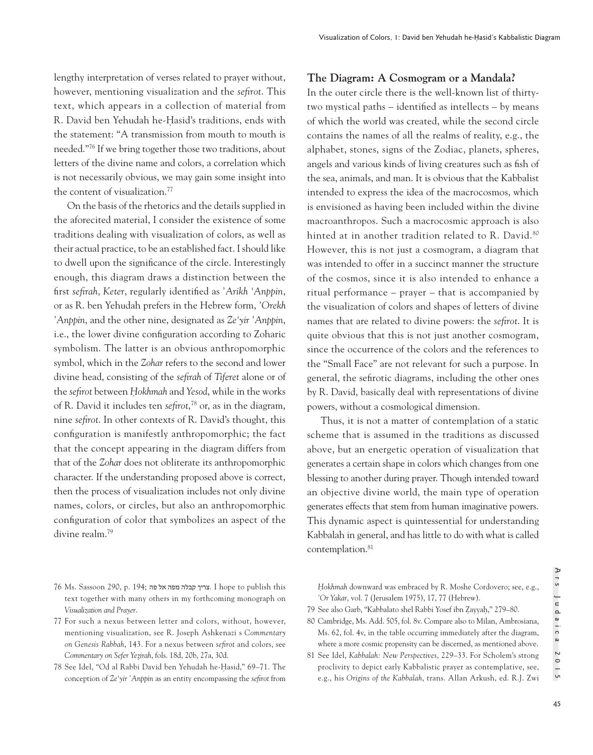lengthy interpretation of verses related to prayer without, however, mentioning visualization and the *sefirot*. This text, which appears in a collection of material from R. David ben Yehudah he-Ḥasid's traditions, ends with the statement: "A transmission from mouth to mouth is needed."[76] If we bring together those two traditions, about letters of the divine name and colors, a correlation which is not necessarily obvious, we may gain some insight into the content of visualization.[77]

On the basis of the rhetorics and the details supplied in the aforecited material, I consider the existence of some traditions dealing with visualization of colors, as well as their actual practice, to be an established fact. I should like to dwell upon the significance of the circle. Interestingly enough, this diagram draws a distinction between the first *sefirah*, *Keter*, regularly identified as *'Arikh 'Anppin*, or as R. ben Yehudah prefers in the Hebrew form, *'Orekh 'Anppin*, and the other nine, designated as *Ze'yir 'Anppin*, i.e., the lower divine configuration according to Zoharic symbolism. The latter is an obvious anthropomorphic symbol, which in the *Zohar* refers to the second and lower divine head, consisting of the *sefirah* of *Tiferet* alone or of the *sefirot* between *Ḥokhmah* and *Yesod*, while in the works of R. David it includes ten *sefirot*,[78] or, as in the diagram, nine *sefirot*. In other contexts of R. David's thought, this configuration is manifestly anthropomorphic; the fact that the concept appearing in the diagram differs from that of the *Zohar* does not obliterate its anthropomorphic character. If the understanding proposed above is correct, then the process of visualization includes not only divine names, colors, or circles, but also an anthropomorphic configuration of color that symbolizes an aspect of the divine realm.[79]

## The Diagram: A Cosmogram or a Mandala?

In the outer circle there is the well-known list of thirty-two mystical paths – identified as intellects – by means of which the world was created, while the second circle contains the names of all the realms of reality, e.g., the alphabet, stones, signs of the Zodiac, planets, spheres, angels and various kinds of living creatures such as fish of the sea, animals, and man. It is obvious that the Kabbalist intended to express the idea of the macrocosmos, which is envisioned as having been included within the divine macroanthropos. Such a macrocosmic approach is also hinted at in another tradition related to R. David.[80] However, this is not just a cosmogram, a diagram that was intended to offer in a succinct manner the structure of the cosmos, since it is also intended to enhance a ritual performance – prayer – that is accompanied by the visualization of colors and shapes of letters of divine names that are related to divine powers: the *sefirot*. It is quite obvious that this is not just another cosmogram, since the occurrence of the colors and the references to the "Small Face" are not relevant for such a purpose. In general, the sefirotic diagrams, including the other ones by R. David, basically deal with representations of divine powers, without a cosmological dimension.

Thus, it is not a matter of contemplation of a static scheme that is assumed in the traditions as discussed above, but an energetic operation of visualization that generates a certain shape in colors which changes from one blessing to another during prayer. Though intended toward an objective divine world, the main type of operation generates effects that stem from human imaginative powers. This dynamic aspect is quintessential for understanding Kabbalah in general, and has little to do with what is called contemplation.[81]

---

76 Ms. Sassoon 290, p. 194; צריך קבלה מפה אל פה. I hope to publish this text together with many others in my forthcoming monograph on *Visualization and Prayer*.

77 For such a nexus between letter and colors, without, however, mentioning visualization, see R. Joseph Ashkenazi s *Commentary on Genesis Rabbah*, 143. For a nexus between *sefirot* and colors, see *Commentary on Sefer Yeẓirah*, fols. 18d, 20b, 27a, 30d.

78 See Idel, "Od al Rabbi David ben Yehudah he-Ḥasid," 69–71. The conception of *Ze'yir 'Anppin* as an entity encompassing the *sefirot* from *Ḥokhmah* downward was embraced by R. Moshe Cordovero; see, e.g., *'Or Yakar*, vol. 7 (Jerusalem 1975), 17, 77 (Hebrew).

79 See also Garb, "Kabbalato shel Rabbi Yosef ibn Ẓayyaḥ," 279–80.

80 Cambridge, Ms. Add. 505, fol. 8v. Compare also to Milan, Ambrosiana, Ms. 62, fol. 4v, in the table occurring immediately after the diagram, where a more cosmic propensity can be discerned, as mentioned above.

81 See Idel, *Kabbalah: New Perspectives*, 229–33. For Scholem's strong proclivity to depict early Kabbalistic prayer as contemplative, see, e.g., his *Origins of the Kabbalah*, trans. Allan Arkush, ed. R.J. Zwi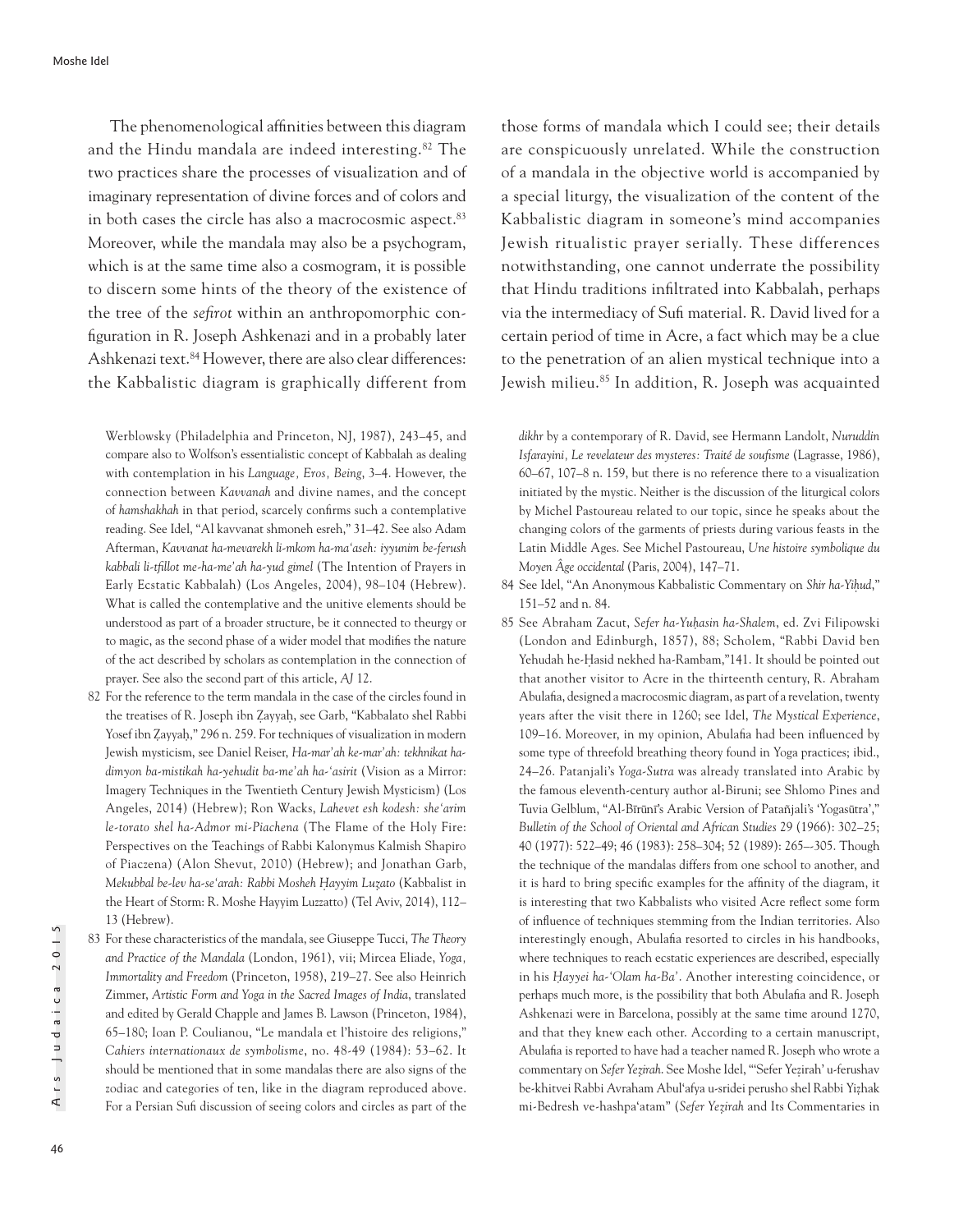The phenomenological affinities between this diagram and the Hindu mandala are indeed interesting.[82] The two practices share the processes of visualization and of imaginary representation of divine forces and of colors and in both cases the circle has also a macrocosmic aspect.[83] Moreover, while the mandala may also be a psychogram, which is at the same time also a cosmogram, it is possible to discern some hints of the theory of the existence of the tree of the *sefirot* within an anthropomorphic configuration in R. Joseph Ashkenazi and in a probably later Ashkenazi text.[84] However, there are also clear differences: the Kabbalistic diagram is graphically different from those forms of mandala which I could see; their details are conspicuously unrelated. While the construction of a mandala in the objective world is accompanied by a special liturgy, the visualization of the content of the Kabbalistic diagram in someone's mind accompanies Jewish ritualistic prayer serially. These differences notwithstanding, one cannot underrate the possibility that Hindu traditions infiltrated into Kabbalah, perhaps via the intermediacy of Sufi material. R. David lived for a certain period of time in Acre, a fact which may be a clue to the penetration of an alien mystical technique into a Jewish milieu.[85] In addition, R. Joseph was acquainted

Werblowsky (Philadelphia and Princeton, NJ, 1987), 243–45, and compare also to Wolfson's essentialistic concept of Kabbalah as dealing with contemplation in his *Language, Eros, Being*, 3–4. However, the connection between *Kavvanah* and divine names, and the concept of *hamshakhah* in that period, scarcely confirms such a contemplative reading. See Idel, "Al kavvanat shmoneh esreh," 31–42. See also Adam Afterman, *Kavvanat ha-mevarekh li-mkom ha-ma'aseh: iyyunim be-ferush kabbali li-tfillot me-ha-me'ah ha-yud gimel* (The Intention of Prayers in Early Ecstatic Kabbalah) (Los Angeles, 2004), 98–104 (Hebrew). What is called the contemplative and the unitive elements should be understood as part of a broader structure, be it connected to theurgy or to magic, as the second phase of a wider model that modifies the nature of the act described by scholars as contemplation in the connection of prayer. See also the second part of this article, *AJ* 12.

82 For the reference to the term mandala in the case of the circles found in the treatises of R. Joseph ibn Ẓayyaḥ, see Garb, "Kabbalato shel Rabbi Yosef ibn Ẓayyaḥ," 296 n. 259. For techniques of visualization in modern Jewish mysticism, see Daniel Reiser, *Ha-mar'ah ke-mar'ah: tekhnikat ha-dimyon ba-mistikah ha-yehudit ba-me'ah ha-'asirit* (Vision as a Mirror: Imagery Techniques in the Twentieth Century Jewish Mysticism) (Los Angeles, 2014) (Hebrew); Ron Wacks, *Lahevet esh kodesh: she'arim le-torato shel ha-Admor mi-Piachena* (The Flame of the Holy Fire: Perspectives on the Teachings of Rabbi Kalonymus Kalmish Shapiro of Piaczena) (Alon Shevut, 2010) (Hebrew); and Jonathan Garb, *Mekubbal be-lev ha-se'arah: Rabbi Mosheh Ḥayyim Luẓato* (Kabbalist in the Heart of Storm: R. Moshe Hayyim Luzzatto) (Tel Aviv, 2014), 112–13 (Hebrew).

83 For these characteristics of the mandala, see Giuseppe Tucci, *The Theory and Practice of the Mandala* (London, 1961), vii; Mircea Eliade, *Yoga, Immortality and Freedom* (Princeton, 1958), 219–27. See also Heinrich Zimmer, *Artistic Form and Yoga in the Sacred Images of India*, translated and edited by Gerald Chapple and James B. Lawson (Princeton, 1984), 65–180; Ioan P. Coulianou, "Le mandala et l'histoire des religions," *Cahiers internationaux de symbolisme*, no. 48-49 (1984): 53–62. It should be mentioned that in some mandalas there are also signs of the zodiac and categories of ten, like in the diagram reproduced above. For a Persian Sufi discussion of seeing colors and circles as part of the *dikhr* by a contemporary of R. David, see Hermann Landolt, *Nuruddin Isfarayini, Le revelateur des mysteres: Traité de soufisme* (Lagrasse, 1986), 60–67, 107–8 n. 159, but there is no reference there to a visualization initiated by the mystic. Neither is the discussion of the liturgical colors by Michel Pastoureau related to our topic, since he speaks about the changing colors of the garments of priests during various feasts in the Latin Middle Ages. See Michel Pastoureau, *Une histoire symbolique du Moyen Âge occidental* (Paris, 2004), 147–71.

84 See Idel, "An Anonymous Kabbalistic Commentary on *Shir ha-Yiḥud*," 151–52 and n. 84.

85 See Abraham Zacut, *Sefer ha-Yuḥasin ha-Shalem*, ed. Zvi Filipowski (London and Edinburgh, 1857), 88; Scholem, "Rabbi David ben Yehudah he-Ḥasid nekhed ha-Rambam,"141. It should be pointed out that another visitor to Acre in the thirteenth century, R. Abraham Abulafia, designed a macrocosmic diagram, as part of a revelation, twenty years after the visit there in 1260; see Idel, *The Mystical Experience*, 109–16. Moreover, in my opinion, Abulafia had been influenced by some type of threefold breathing theory found in Yoga practices; ibid., 24–26. Patanjali's *Yoga-Sutra* was already translated into Arabic by the famous eleventh-century author al-Biruni; see Shlomo Pines and Tuvia Gelblum, "Al-Bīrūnī's Arabic Version of Patañjali's 'Yogasūtra'," *Bulletin of the School of Oriental and African Studies* 29 (1966): 302–25; 40 (1977): 522–49; 46 (1983): 258–304; 52 (1989): 265–-305. Though the technique of the mandalas differs from one school to another, and it is hard to bring specific examples for the affinity of the diagram, it is interesting that two Kabbalists who visited Acre reflect some form of influence of techniques stemming from the Indian territories. Also interestingly enough, Abulafia resorted to circles in his handbooks, where techniques to reach ecstatic experiences are described, especially in his *Ḥayyei ha-'Olam ha-Ba'*. Another interesting coincidence, or perhaps much more, is the possibility that both Abulafia and R. Joseph Ashkenazi were in Barcelona, possibly at the same time around 1270, and that they knew each other. According to a certain manuscript, Abulafia is reported to have had a teacher named R. Joseph who wrote a commentary on *Sefer Yeẓirah*. See Moshe Idel, "'Sefer Yeẓirah' u-ferushav be-khitvei Rabbi Avraham Abul'afya u-sridei perusho shel Rabbi Yiẓḥak mi-Bedresh ve-hashpa'atam" (*Sefer Yeẓirah* and Its Commentaries in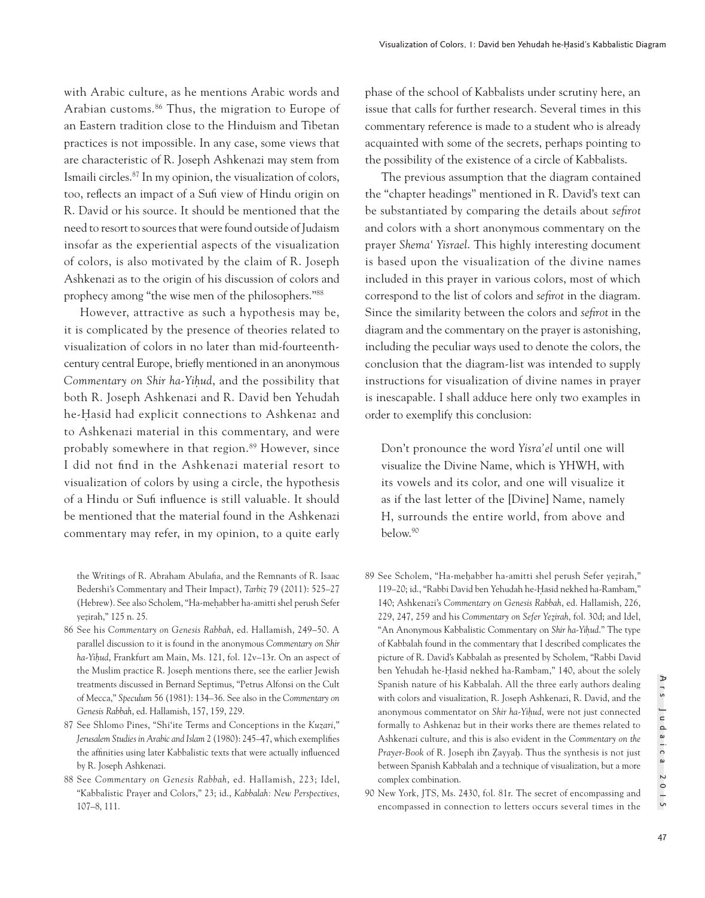with Arabic culture, as he mentions Arabic words and Arabian customs.[86] Thus, the migration to Europe of an Eastern tradition close to the Hinduism and Tibetan practices is not impossible. In any case, some views that are characteristic of R. Joseph Ashkenazi may stem from Ismaili circles.[87] In my opinion, the visualization of colors, too, reflects an impact of a Sufi view of Hindu origin on R. David or his source. It should be mentioned that the need to resort to sources that were found outside of Judaism insofar as the experiential aspects of the visualization of colors, is also motivated by the claim of R. Joseph Ashkenazi as to the origin of his discussion of colors and prophecy among "the wise men of the philosophers."[88]

However, attractive as such a hypothesis may be, it is complicated by the presence of theories related to visualization of colors in no later than mid-fourteenth-century central Europe, briefly mentioned in an anonymous *Commentary on Shir ha-Yiḥud*, and the possibility that both R. Joseph Ashkenazi and R. David ben Yehudah he-Ḥasid had explicit connections to Ashkenaz and to Ashkenazi material in this commentary, and were probably somewhere in that region.[89] However, since I did not find in the Ashkenazi material resort to visualization of colors by using a circle, the hypothesis of a Hindu or Sufi influence is still valuable. It should be mentioned that the material found in the Ashkenazi commentary may refer, in my opinion, to a quite early phase of the school of Kabbalists under scrutiny here, an issue that calls for further research. Several times in this commentary reference is made to a student who is already acquainted with some of the secrets, perhaps pointing to the possibility of the existence of a circle of Kabbalists.

The previous assumption that the diagram contained the "chapter headings" mentioned in R. David's text can be substantiated by comparing the details about *sefirot* and colors with a short anonymous commentary on the prayer *Shema' Yisrael*. This highly interesting document is based upon the visualization of the divine names included in this prayer in various colors, most of which correspond to the list of colors and *sefirot* in the diagram. Since the similarity between the colors and *sefirot* in the diagram and the commentary on the prayer is astonishing, including the peculiar ways used to denote the colors, the conclusion that the diagram-list was intended to supply instructions for visualization of divine names in prayer is inescapable. I shall adduce here only two examples in order to exemplify this conclusion:

> Don't pronounce the word *Yisra'el* until one will visualize the Divine Name, which is YHWH, with its vowels and its color, and one will visualize it as if the last letter of the [Divine] Name, namely H, surrounds the entire world, from above and below.[90]

---

the Writings of R. Abraham Abulafia, and the Remnants of R. Isaac Bedershi's Commentary and Their Impact), *Tarbiz* 79 (2011): 525–27 (Hebrew). See also Scholem, "Ha-meḥabber ha-amitti shel perush Sefer yeẓirah," 125 n. 25.

86 See his *Commentary on Genesis Rabbah*, ed. Hallamish, 249–50. A parallel discussion to it is found in the anonymous *Commentary on Shir ha-Yiḥud*, Frankfurt am Main, Ms. 121, fol. 12v–13r. On an aspect of the Muslim practice R. Joseph mentions there, see the earlier Jewish treatments discussed in Bernard Septimus, "Petrus Alfonsi on the Cult of Mecca," *Speculum* 56 (1981): 134–36. See also in the *Commentary on Genesis Rabbah*, ed. Hallamish, 157, 159, 229.

87 See Shlomo Pines, "Shi'ite Terms and Conceptions in the *Kuzari*," *Jerusalem Studies in Arabic and Islam* 2 (1980): 245–47, which exemplifies the affinities using later Kabbalistic texts that were actually influenced by R. Joseph Ashkenazi.

88 See *Commentary on Genesis Rabbah*, ed. Hallamish, 223; Idel, "Kabbalistic Prayer and Colors," 23; id., *Kabbalah: New Perspectives*, 107–8, 111.

89 See Scholem, "Ha-meḥabber ha-amitti shel perush Sefer yeẓirah," 119–20; id., "Rabbi David ben Yehudah he-Ḥasid nekhed ha-Rambam," 140; Ashkenazi's *Commentary on Genesis Rabbah*, ed. Hallamish, 226, 229, 247, 259 and his *Commentary on Sefer Yeẓirah*, fol. 30d; and Idel, "An Anonymous Kabbalistic Commentary on *Shir ha-Yiḥud*." The type of Kabbalah found in the commentary that I described complicates the picture of R. David's Kabbalah as presented by Scholem, "Rabbi David ben Yehudah he-Ḥasid nekhed ha-Rambam," 140, about the solely Spanish nature of his Kabbalah. All the three early authors dealing with colors and visualization, R. Joseph Ashkenazi, R. David, and the anonymous commentator on *Shir ha-Yiḥud*, were not just connected formally to Ashkenaz but in their works there are themes related to Ashkenazi culture, and this is also evident in the *Commentary on the Prayer-Book* of R. Joseph ibn Ẓayyaḥ. Thus the synthesis is not just between Spanish Kabbalah and a technique of visualization, but a more complex combination.

90 New York, JTS, Ms. 2430, fol. 81r. The secret of encompassing and encompassed in connection to letters occurs several times in the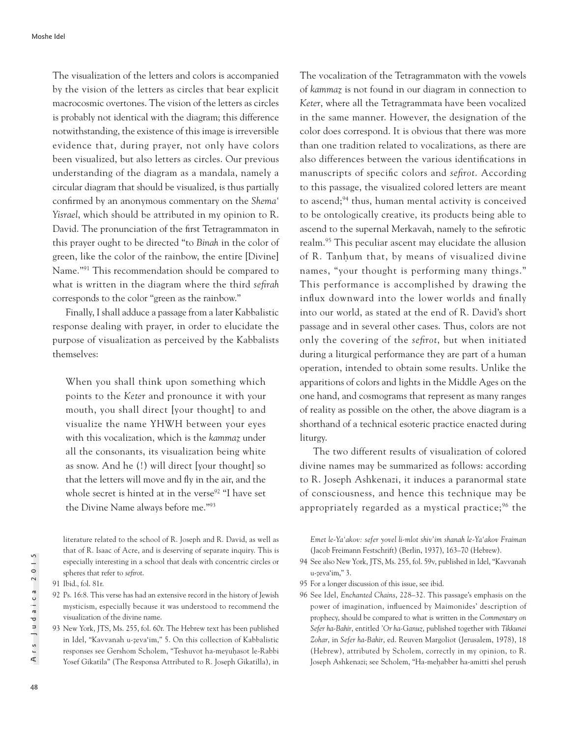The visualization of the letters and colors is accompanied by the vision of the letters as circles that bear explicit macrocosmic overtones. The vision of the letters as circles is probably not identical with the diagram; this difference notwithstanding, the existence of this image is irreversible evidence that, during prayer, not only have colors been visualized, but also letters as circles. Our previous understanding of the diagram as a mandala, namely a circular diagram that should be visualized, is thus partially confirmed by an anonymous commentary on the *Shema' Yisrael*, which should be attributed in my opinion to R. David. The pronunciation of the first Tetragrammaton in this prayer ought to be directed "to *Binah* in the color of green, like the color of the rainbow, the entire [Divine] Name."[91] This recommendation should be compared to what is written in the diagram where the third *sefirah* corresponds to the color "green as the rainbow."

Finally, I shall adduce a passage from a later Kabbalistic response dealing with prayer, in order to elucidate the purpose of visualization as perceived by the Kabbalists themselves:

> When you shall think upon something which points to the *Keter* and pronounce it with your mouth, you shall direct [your thought] to and visualize the name YHWH between your eyes with this vocalization, which is the *kammaẓ* under all the consonants, its visualization being white as snow. And he (!) will direct [your thought] so that the letters will move and fly in the air, and the whole secret is hinted at in the verse[92] "I have set the Divine Name always before me."[93]

The vocalization of the Tetragrammaton with the vowels of *kammaẓ* is not found in our diagram in connection to *Keter*, where all the Tetragrammata have been vocalized in the same manner. However, the designation of the color does correspond. It is obvious that there was more than one tradition related to vocalizations, as there are also differences between the various identifications in manuscripts of specific colors and *sefirot*. According to this passage, the visualized colored letters are meant to ascend;[94] thus, human mental activity is conceived to be ontologically creative, its products being able to ascend to the supernal Merkavah, namely to the sefirotic realm.[95] This peculiar ascent may elucidate the allusion of R. Tanḥum that, by means of visualized divine names, "your thought is performing many things." This performance is accomplished by drawing the influx downward into the lower worlds and finally into our world, as stated at the end of R. David's short passage and in several other cases. Thus, colors are not only the covering of the *sefirot*, but when initiated during a liturgical performance they are part of a human operation, intended to obtain some results. Unlike the apparitions of colors and lights in the Middle Ages on the one hand, and cosmograms that represent as many ranges of reality as possible on the other, the above diagram is a shorthand of a technical esoteric practice enacted during liturgy.

The two different results of visualization of colored divine names may be summarized as follows: according to R. Joseph Ashkenazi, it induces a paranormal state of consciousness, and hence this technique may be appropriately regarded as a mystical practice;[96] the

---

literature related to the school of R. Joseph and R. David, as well as that of R. Isaac of Acre, and is deserving of separate inquiry. This is especially interesting in a school that deals with concentric circles or spheres that refer to *sefirot*.

91 Ibid., fol. 81r.

92 Ps. 16:8. This verse has had an extensive record in the history of Jewish mysticism, especially because it was understood to recommend the visualization of the divine name.

93 New York, JTS, Ms. 255, fol. 60r. The Hebrew text has been published in Idel, "Kavvanah u-ẓeva'im," 5. On this collection of Kabbalistic responses see Gershom Scholem, "Teshuvot ha-meyuḥasot le-Rabbi Yosef Gikatila" (The Responsa Attributed to R. Joseph Gikatilla), in *Emet le-Ya'akov: sefer yovel li-mlot shiv'im shanah le-Ya'akov Fraiman* (Jacob Freimann Festschrift) (Berlin, 1937), 163–70 (Hebrew).

94 See also New York, JTS, Ms. 255, fol. 59v, published in Idel, "Kavvanah u-ẓeva'im," 3.

95 For a longer discussion of this issue, see ibid.

96 See Idel, *Enchanted Chains*, 228–32. This passage's emphasis on the power of imagination, influenced by Maimonides' description of prophecy, should be compared to what is written in the *Commentary on Sefer ha-Bahir*, entitled *'Or ha-Ganuz*, published together with *Tikkunei Zohar*, in *Sefer ha-Bahir*, ed. Reuven Margoliot (Jerusalem, 1978), 18 (Hebrew), attributed by Scholem, correctly in my opinion, to R. Joseph Ashkenazi; see Scholem, "Ha-meḥabber ha-amitti shel perush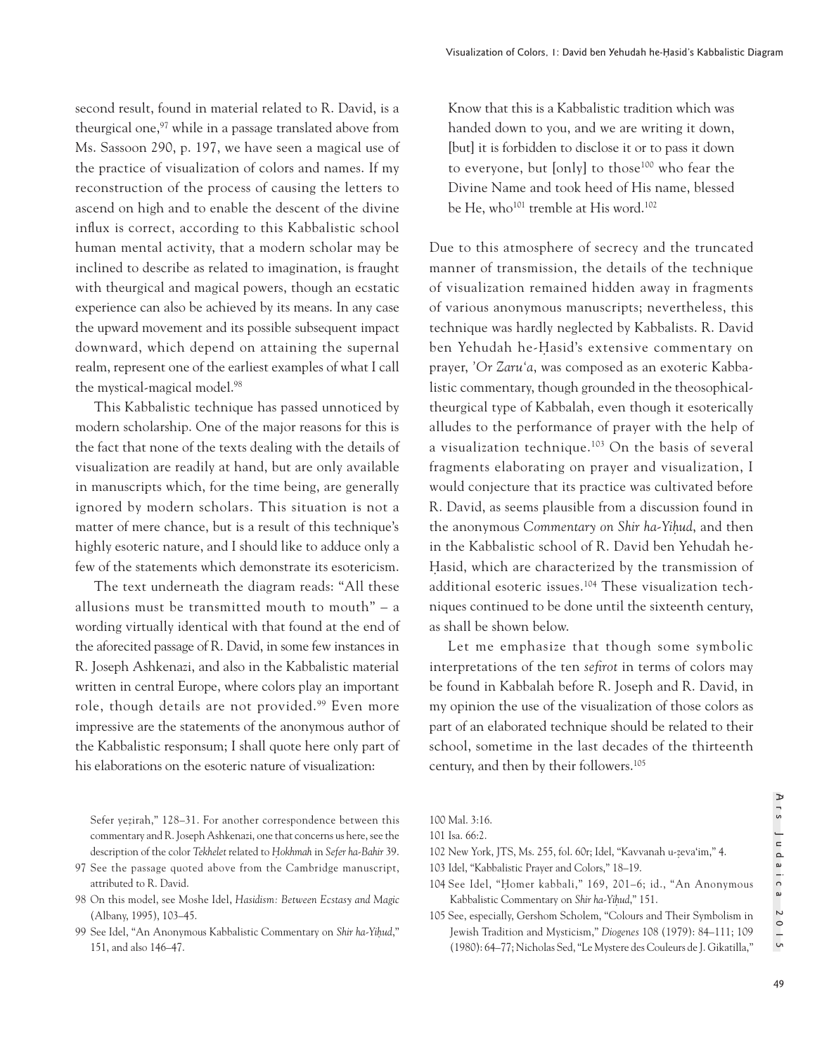second result, found in material related to R. David, is a theurgical one,[97] while in a passage translated above from Ms. Sassoon 290, p. 197, we have seen a magical use of the practice of visualization of colors and names. If my reconstruction of the process of causing the letters to ascend on high and to enable the descent of the divine influx is correct, according to this Kabbalistic school human mental activity, that a modern scholar may be inclined to describe as related to imagination, is fraught with theurgical and magical powers, though an ecstatic experience can also be achieved by its means. In any case the upward movement and its possible subsequent impact downward, which depend on attaining the supernal realm, represent one of the earliest examples of what I call the mystical-magical model.[98]

This Kabbalistic technique has passed unnoticed by modern scholarship. One of the major reasons for this is the fact that none of the texts dealing with the details of visualization are readily at hand, but are only available in manuscripts which, for the time being, are generally ignored by modern scholars. This situation is not a matter of mere chance, but is a result of this technique's highly esoteric nature, and I should like to adduce only a few of the statements which demonstrate its esotericism.

The text underneath the diagram reads: "All these allusions must be transmitted mouth to mouth" – a wording virtually identical with that found at the end of the aforecited passage of R. David, in some few instances in R. Joseph Ashkenazi, and also in the Kabbalistic material written in central Europe, where colors play an important role, though details are not provided.[99] Even more impressive are the statements of the anonymous author of the Kabbalistic responsum; I shall quote here only part of his elaborations on the esoteric nature of visualization:

> Know that this is a Kabbalistic tradition which was handed down to you, and we are writing it down, [but] it is forbidden to disclose it or to pass it down to everyone, but [only] to those[100] who fear the Divine Name and took heed of His name, blessed be He, who[101] tremble at His word.[102]

Due to this atmosphere of secrecy and the truncated manner of transmission, the details of the technique of visualization remained hidden away in fragments of various anonymous manuscripts; nevertheless, this technique was hardly neglected by Kabbalists. R. David ben Yehudah he-Ḥasid's extensive commentary on prayer, *'Or Zaru'a*, was composed as an exoteric Kabbalistic commentary, though grounded in the theosophical-theurgical type of Kabbalah, even though it esoterically alludes to the performance of prayer with the help of a visualization technique.[103] On the basis of several fragments elaborating on prayer and visualization, I would conjecture that its practice was cultivated before R. David, as seems plausible from a discussion found in the anonymous *Commentary on Shir ha-Yiḥud*, and then in the Kabbalistic school of R. David ben Yehudah he-Ḥasid, which are characterized by the transmission of additional esoteric issues.[104] These visualization techniques continued to be done until the sixteenth century, as shall be shown below.

Let me emphasize that though some symbolic interpretations of the ten *sefirot* in terms of colors may be found in Kabbalah before R. Joseph and R. David, in my opinion the use of the visualization of those colors as part of an elaborated technique should be related to their school, sometime in the last decades of the thirteenth century, and then by their followers.[105]

---

Sefer yeẓirah," 128–31. For another correspondence between this commentary and R. Joseph Ashkenazi, one that concerns us here, see the description of the color *Tekhelet* related to *Ḥokhmah* in *Sefer ha-Bahir* 39.

97 See the passage quoted above from the Cambridge manuscript, attributed to R. David.

98 On this model, see Moshe Idel, *Hasidism: Between Ecstasy and Magic* (Albany, 1995), 103–45.

99 See Idel, "An Anonymous Kabbalistic Commentary on *Shir ha-Yiḥud*," 151, and also 146–47.

100 Mal. 3:16.

101 Isa. 66:2.

102 New York, JTS, Ms. 255, fol. 60r; Idel, "Kavvanah u-ẓeva'im," 4.

103 Idel, "Kabbalistic Prayer and Colors," 18–19.

104 See Idel, "Ḥomer kabbali," 169, 201–6; id., "An Anonymous Kabbalistic Commentary on *Shir ha-Yiḥud*," 151.

105 See, especially, Gershom Scholem, "Colours and Their Symbolism in Jewish Tradition and Mysticism," *Diogenes* 108 (1979): 84–111; 109 (1980): 64–77; Nicholas Sed, "Le Mystere des Couleurs de J. Gikatilla,"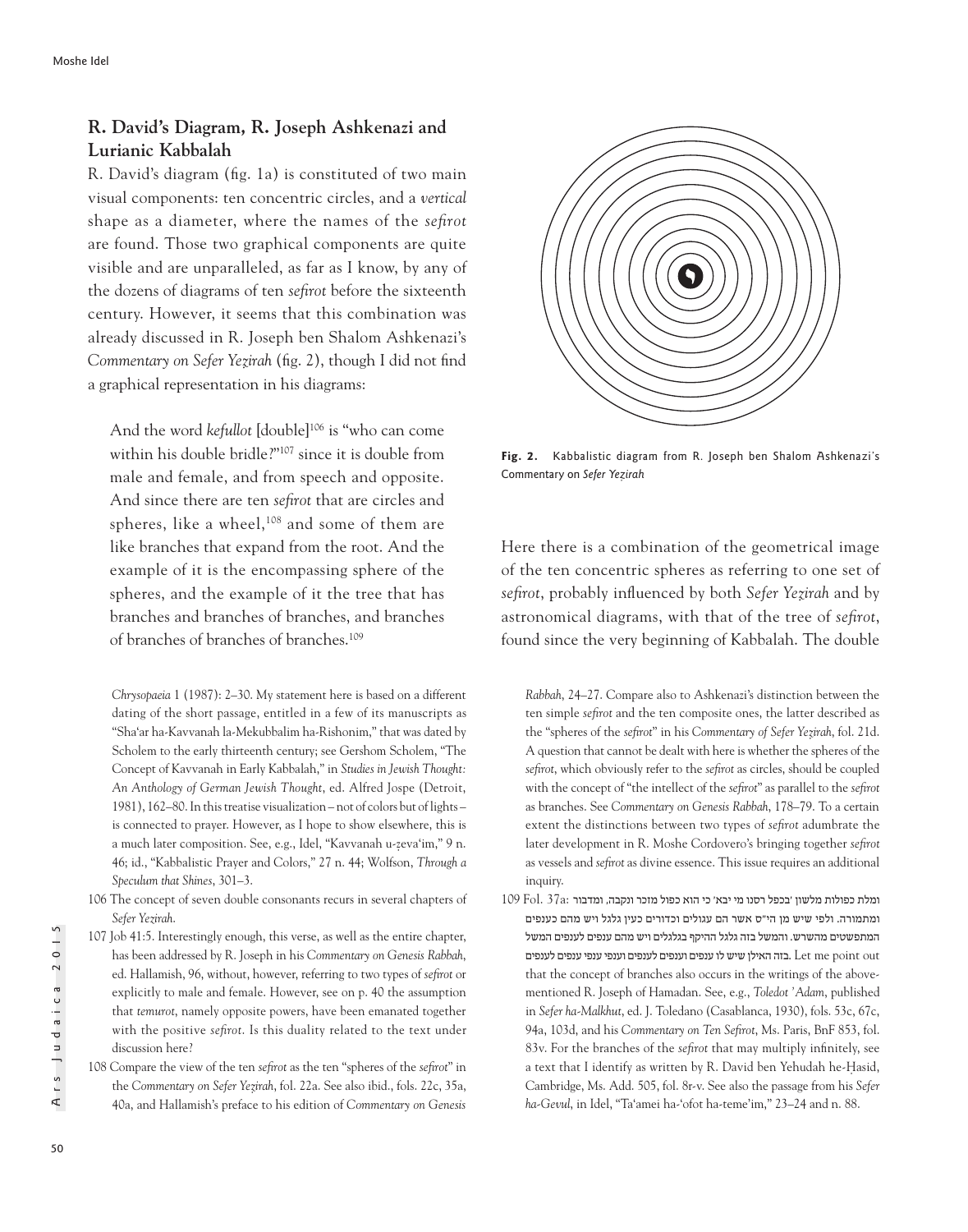## R. David's Diagram, R. Joseph Ashkenazi and Lurianic Kabbalah

R. David's diagram (fig. 1a) is constituted of two main visual components: ten concentric circles, and a *vertical* shape as a diameter, where the names of the *sefirot* are found. Those two graphical components are quite visible and are unparalleled, as far as I know, by any of the dozens of diagrams of ten *sefirot* before the sixteenth century. However, it seems that this combination was already discussed in R. Joseph ben Shalom Ashkenazi's *Commentary on Sefer Yezirah* (fig. 2), though I did not find a graphical representation in his diagrams:

> And the word *kefullot* [double][106] is "who can come within his double bridle?"[107] since it is double from male and female, and from speech and opposite. And since there are ten *sefirot* that are circles and spheres, like a wheel,[108] and some of them are like branches that expand from the root. And the example of it is the encompassing sphere of the spheres, and the example of it the tree that has branches and branches of branches, and branches of branches of branches of branches.[109]

**Fig. 2.** Kabbalistic diagram from R. Joseph ben Shalom Ashkenazi's Commentary on *Sefer Yezirah*

Here there is a combination of the geometrical image of the ten concentric spheres as referring to one set of *sefirot*, probably influenced by both *Sefer Yezirah* and by astronomical diagrams, with that of the tree of *sefirot*, found since the very beginning of Kabbalah. The double

*Chrysopaeia* 1 (1987): 2–30. My statement here is based on a different dating of the short passage, entitled in a few of its manuscripts as "Sha'ar ha-Kavvanah la-Mekubbalim ha-Rishonim," that was dated by Scholem to the early thirteenth century; see Gershom Scholem, "The Concept of Kavvanah in Early Kabbalah," in *Studies in Jewish Thought: An Anthology of German Jewish Thought*, ed. Alfred Jospe (Detroit, 1981), 162–80. In this treatise visualization – not of colors but of lights – is connected to prayer. However, as I hope to show elsewhere, this is a much later composition. See, e.g., Idel, "Kavvanah u-ẓeva'im," 9 n. 46; id., "Kabbalistic Prayer and Colors," 27 n. 44; Wolfson, *Through a Speculum that Shines*, 301–3.

106 The concept of seven double consonants recurs in several chapters of *Sefer Yezirah*.

107 Job 41:5. Interestingly enough, this verse, as well as the entire chapter, has been addressed by R. Joseph in his *Commentary on Genesis Rabbah*, ed. Hallamish, 96, without, however, referring to two types of *sefirot* or explicitly to male and female. However, see on p. 40 the assumption that *temurot*, namely opposite powers, have been emanated together with the positive *sefirot*. Is this duality related to the text under discussion here?

108 Compare the view of the ten *sefirot* as the ten "spheres of the *sefirot*" in the *Commentary on Sefer Yezirah*, fol. 22a. See also ibid., fols. 22c, 35a, 40a, and Hallamish's preface to his edition of *Commentary on Genesis Rabbah*, 24–27. Compare also to Ashkenazi's distinction between the ten simple *sefirot* and the ten composite ones, the latter described as the "spheres of the *sefirot*" in his *Commentary of Sefer Yezirah*, fol. 21d. A question that cannot be dealt with here is whether the spheres of the *sefirot*, which obviously refer to the *sefirot* as circles, should be coupled with the concept of "the intellect of the *sefirot*" as parallel to the *sefirot* as branches. See *Commentary on Genesis Rabbah*, 178–79. To a certain extent the distinctions between two types of *sefirot* adumbrate the later development in R. Moshe Cordovero's bringing together *sefirot* as vessels and *sefirot* as divine essence. This issue requires an additional inquiry.

109 Fol. 37a: ומלת כפולות מלשון 'בכפל רסנו מי יבא' כי הוא כפול מזכר ונקבה, ומדבור ומתמורה. ולפי שיש מן הי"ס אשר הם עגולים וכדורים כעין גלגל ויש מהם כענפים המתפשטים מהשרש. והמשל בזה גלגל ההיקף בגלגלים ויש מהם ענפים לענפים המשל בזה האילן שיש לו ענפים וענפים לענפים וענפי ענפים לענפים. Let me point out that the concept of branches also occurs in the writings of the above-mentioned R. Joseph of Hamadan. See, e.g., *Toledot 'Adam*, published in *Sefer ha-Malkhut*, ed. J. Toledano (Casablanca, 1930), fols. 53c, 67c, 94a, 103d, and his *Commentary on Ten Sefirot*, Ms. Paris, BnF 853, fol. 83v. For the branches of the *sefirot* that may multiply infinitely, see a text that I identify as written by R. David ben Yehudah he-Ḥasid, Cambridge, Ms. Add. 505, fol. 8r-v. See also the passage from his *Sefer ha-Gevul*, in Idel, "Ta'amei ha-'ofot ha-teme'im," 23–24 and n. 88.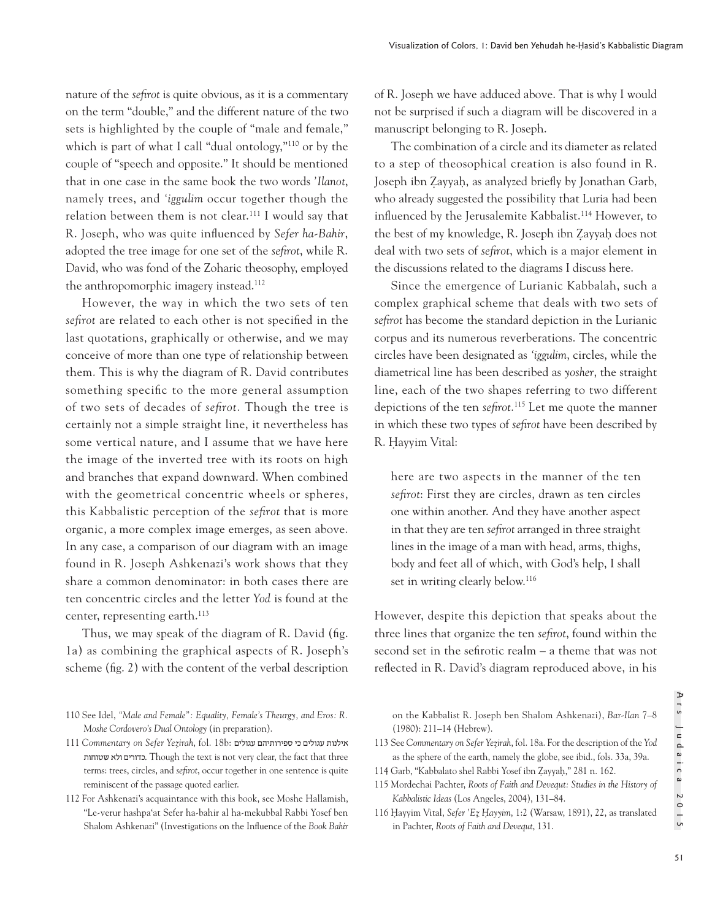nature of the *sefirot* is quite obvious, as it is a commentary on the term "double," and the different nature of the two sets is highlighted by the couple of "male and female," which is part of what I call "dual ontology,"[110] or by the couple of "speech and opposite." It should be mentioned that in one case in the same book the two words *'Ilanot*, namely trees, and *'iggulim* occur together though the relation between them is not clear.[111] I would say that R. Joseph, who was quite influenced by *Sefer ha-Bahir*, adopted the tree image for one set of the *sefirot*, while R. David, who was fond of the Zoharic theosophy, employed the anthropomorphic imagery instead.[112]

However, the way in which the two sets of ten *sefirot* are related to each other is not specified in the last quotations, graphically or otherwise, and we may conceive of more than one type of relationship between them. This is why the diagram of R. David contributes something specific to the more general assumption of two sets of decades of *sefirot*. Though the tree is certainly not a simple straight line, it nevertheless has some vertical nature, and I assume that we have here the image of the inverted tree with its roots on high and branches that expand downward. When combined with the geometrical concentric wheels or spheres, this Kabbalistic perception of the *sefirot* that is more organic, a more complex image emerges, as seen above. In any case, a comparison of our diagram with an image found in R. Joseph Ashkenazi's work shows that they share a common denominator: in both cases there are ten concentric circles and the letter *Yod* is found at the center, representing earth.[113]

Thus, we may speak of the diagram of R. David (fig. 1a) as combining the graphical aspects of R. Joseph's scheme (fig. 2) with the content of the verbal description of R. Joseph we have adduced above. That is why I would not be surprised if such a diagram will be discovered in a manuscript belonging to R. Joseph.

The combination of a circle and its diameter as related to a step of theosophical creation is also found in R. Joseph ibn Ẓayyaḥ, as analyzed briefly by Jonathan Garb, who already suggested the possibility that Luria had been influenced by the Jerusalemite Kabbalist.[114] However, to the best of my knowledge, R. Joseph ibn Ẓayyaḥ does not deal with two sets of *sefirot*, which is a major element in the discussions related to the diagrams I discuss here.

Since the emergence of Lurianic Kabbalah, such a complex graphical scheme that deals with two sets of *sefirot* has become the standard depiction in the Lurianic corpus and its numerous reverberations. The concentric circles have been designated as *'iggulim*, circles, while the diametrical line has been described as *yosher*, the straight line, each of the two shapes referring to two different depictions of the ten *sefirot*.[115] Let me quote the manner in which these two types of *sefirot* have been described by R. Ḥayyim Vital:

> here are two aspects in the manner of the ten *sefirot*: First they are circles, drawn as ten circles one within another. And they have another aspect in that they are ten *sefirot* arranged in three straight lines in the image of a man with head, arms, thighs, body and feet all of which, with God's help, I shall set in writing clearly below.[116]

However, despite this depiction that speaks about the three lines that organize the ten *sefirot*, found within the second set in the sefirotic realm – a theme that was not reflected in R. David's diagram reproduced above, in his

---

110 See Idel, *"Male and Female": Equality, Female's Theurgy, and Eros: R. Moshe Cordovero's Dual Ontology* (in preparation).

111 *Commentary on Sefer Yeẓirah*, fol. 18b: אילנות עגולים כי ספירותיהם עגולים כדורים ולא שטוחות. Though the text is not very clear, the fact that three terms: trees, circles, and *sefirot*, occur together in one sentence is quite reminiscent of the passage quoted earlier.

112 For Ashkenazi's acquaintance with this book, see Moshe Hallamish, "Le-verur hashpa'at Sefer ha-bahir al ha-mekubbal Rabbi Yosef ben Shalom Ashkenazi" (Investigations on the Influence of the *Book Bahir* on the Kabbalist R. Joseph ben Shalom Ashkenazi), *Bar-Ilan* 7–8 (1980): 211–14 (Hebrew).

113 See *Commentary on Sefer Yeẓirah*, fol. 18a. For the description of the *Yod* as the sphere of the earth, namely the globe, see ibid., fols. 33a, 39a.

114 Garb, "Kabbalato shel Rabbi Yosef ibn Ẓayyaḥ," 281 n. 162.

115 Mordechai Pachter, *Roots of Faith and Devequt: Studies in the History of Kabbalistic Ideas* (Los Angeles, 2004), 131–84.

116 Ḥayyim Vital, *Sefer 'Eẓ Ḥayyim*, 1:2 (Warsaw, 1891), 22, as translated in Pachter, *Roots of Faith and Devequt*, 131.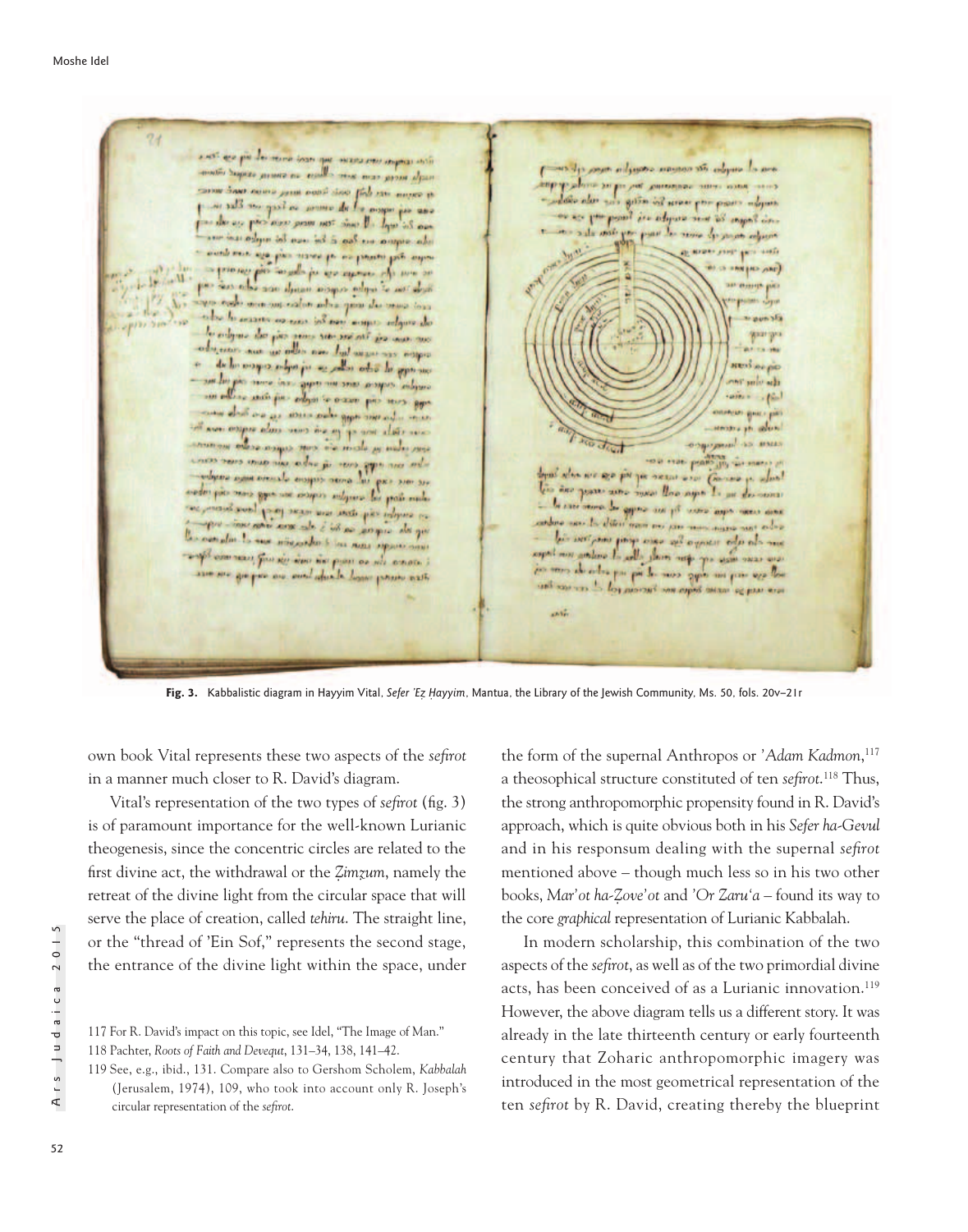**Fig. 3.** Kabbalistic diagram in Hayyim Vital, *Sefer 'Eẓ Ḥayyim*, Mantua, the Library of the Jewish Community, Ms. 50, fols. 20v–21r

own book Vital represents these two aspects of the *sefirot* in a manner much closer to R. David's diagram.

Vital's representation of the two types of *sefirot* (fig. 3) is of paramount importance for the well-known Lurianic theogenesis, since the concentric circles are related to the first divine act, the withdrawal or the *Ẓimẓum*, namely the retreat of the divine light from the circular space that will serve the place of creation, called *tehiru*. The straight line, or the "thread of 'Ein Sof," represents the second stage, the entrance of the divine light within the space, under the form of the supernal Anthropos or *'Adam Kadmon*,[117] a theosophical structure constituted of ten *sefirot*.[118] Thus, the strong anthropomorphic propensity found in R. David's approach, which is quite obvious both in his *Sefer ha-Gevul* and in his responsum dealing with the supernal *sefirot* mentioned above – though much less so in his two other books, *Mar'ot ha-Ẓove'ot* and *'Or Zaru'a* – found its way to the core *graphical* representation of Lurianic Kabbalah.

In modern scholarship, this combination of the two aspects of the *sefirot*, as well as of the two primordial divine acts, has been conceived of as a Lurianic innovation.[119] However, the above diagram tells us a different story. It was already in the late thirteenth century or early fourteenth century that Zoharic anthropomorphic imagery was introduced in the most geometrical representation of the ten *sefirot* by R. David, creating thereby the blueprint

117 For R. David's impact on this topic, see Idel, "The Image of Man."

118 Pachter, *Roots of Faith and Devequt*, 131–34, 138, 141–42.

119 See, e.g., ibid., 131. Compare also to Gershom Scholem, *Kabbalah* (Jerusalem, 1974), 109, who took into account only R. Joseph's circular representation of the *sefirot*.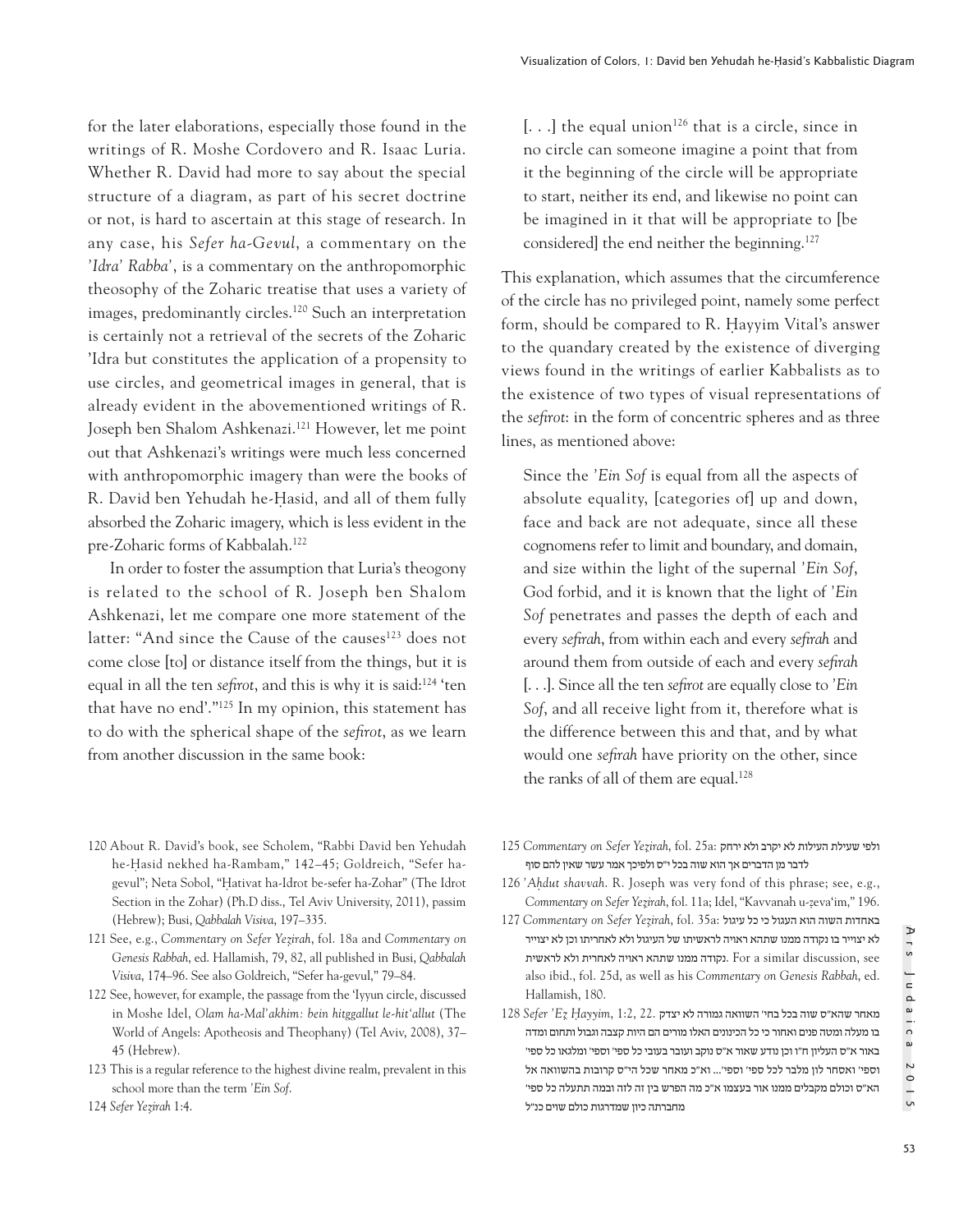for the later elaborations, especially those found in the writings of R. Moshe Cordovero and R. Isaac Luria. Whether R. David had more to say about the special structure of a diagram, as part of his secret doctrine or not, is hard to ascertain at this stage of research. In any case, his *Sefer ha-Gevul*, a commentary on the *'Idra' Rabba'*, is a commentary on the anthropomorphic theosophy of the Zoharic treatise that uses a variety of images, predominantly circles.[120] Such an interpretation is certainly not a retrieval of the secrets of the Zoharic 'Idra but constitutes the application of a propensity to use circles, and geometrical images in general, that is already evident in the abovementioned writings of R. Joseph ben Shalom Ashkenazi.[121] However, let me point out that Ashkenazi's writings were much less concerned with anthropomorphic imagery than were the books of R. David ben Yehudah he-Ḥasid, and all of them fully absorbed the Zoharic imagery, which is less evident in the pre-Zoharic forms of Kabbalah.[122]

In order to foster the assumption that Luria's theogony is related to the school of R. Joseph ben Shalom Ashkenazi, let me compare one more statement of the latter: "And since the Cause of the causes[123] does not come close [to] or distance itself from the things, but it is equal in all the ten *sefirot*, and this is why it is said:[124] 'ten that have no end'."[125] In my opinion, this statement has to do with the spherical shape of the *sefirot*, as we learn from another discussion in the same book:

> [. . .] the equal union[126] that is a circle, since in no circle can someone imagine a point that from it the beginning of the circle will be appropriate to start, neither its end, and likewise no point can be imagined in it that will be appropriate to [be considered] the end neither the beginning.[127]

This explanation, which assumes that the circumference of the circle has no privileged point, namely some perfect form, should be compared to R. Ḥayyim Vital's answer to the quandary created by the existence of diverging views found in the writings of earlier Kabbalists as to the existence of two types of visual representations of the *sefirot*: in the form of concentric spheres and as three lines, as mentioned above:

> Since the *'Ein Sof* is equal from all the aspects of absolute equality, [categories of] up and down, face and back are not adequate, since all these cognomens refer to limit and boundary, and domain, and size within the light of the supernal *'Ein Sof*, God forbid, and it is known that the light of *'Ein Sof* penetrates and passes the depth of each and every *sefirah*, from within each and every *sefirah* and around them from outside of each and every *sefirah* [. . .]. Since all the ten *sefirot* are equally close to *'Ein Sof*, and all receive light from it, therefore what is the difference between this and that, and by what would one *sefirah* have priority on the other, since the ranks of all of them are equal.[128]

---

120 About R. David's book, see Scholem, "Rabbi David ben Yehudah he-Ḥasid nekhed ha-Rambam," 142–45; Goldreich, "Sefer ha-gevul"; Neta Sobol, "Ḥativat ha-Idrot be-sefer ha-Zohar" (The Idrot Section in the Zohar) (Ph.D diss., Tel Aviv University, 2011), passim (Hebrew); Busi, *Qabbalah Visiva*, 197–335.

121 See, e.g., *Commentary on Sefer Yeẓirah*, fol. 18a and *Commentary on Genesis Rabbah*, ed. Hallamish, 79, 82, all published in Busi, *Qabbalah Visiva*, 174–96. See also Goldreich, "Sefer ha-gevul," 79–84.

122 See, however, for example, the passage from the 'Iyyun circle, discussed in Moshe Idel, *Olam ha-Mal'akhim: bein hitggallut le-hit'allut* (The World of Angels: Apotheosis and Theophany) (Tel Aviv, 2008), 37–45 (Hebrew).

123 This is a regular reference to the highest divine realm, prevalent in this school more than the term *'Ein Sof*.

124 *Sefer Yeẓirah* 1:4.

125 *Commentary on Sefer Yeẓirah*, fol. 25a: ולפי שעילת העילות לא יקרב ולא ירחק לדבר מן הדברים אך הוא שוה בכל י"ס ולפיכך אמר עשר שאין להם סוף

126 *'Aḥdut shavvah*. R. Joseph was very fond of this phrase; see, e.g., *Commentary on Sefer Yeẓirah*, fol. 11a; Idel, "Kavvanah u-ẓeva'im," 196.

127 *Commentary on Sefer Yeẓirah*, fol. 35a: באחדות השוה הוא העגול כי כל עיגול לא יצוייר בו נקודה ממנו שתהא ראויה לראשיתו של העיגול ולא לאחריתו וכן לא יצוייר נקודה ממנו שתהא ראויה לאחרית ולא לראשית. For a similar discussion, see also ibid., fol. 25d, as well as his *Commentary on Genesis Rabbah*, ed. Hallamish, 180.

128 *Sefer 'Eẓ Ḥayyim*, 1:2, 22. מאחר שהא"ס שוה בכל בחי' השוואה גמורה לא יצדק בו מעלה ומטה פנים ואחור כי כל הכינונים האלו מורים הם היות קצבה וגבול ותחום ומדה באור א"ס העליון ח"ו וכן נודע שאור א"ס נוקב ועובר בעובי כל ספי' וספי' ומלגאו כל ספי' וספי' ואסחר לון מלבר לכל ספי' וספי'... וא"כ מאחר שכל הי"ס קרובות בהשוואה אל הא"ס וכולם מקבלים ממנו אור בעצמו א"כ מה הפרש בין זה לזה ובמה תתעלה כל ספי' מחברתה כיון שמדרגות כולם שוים כנ"ל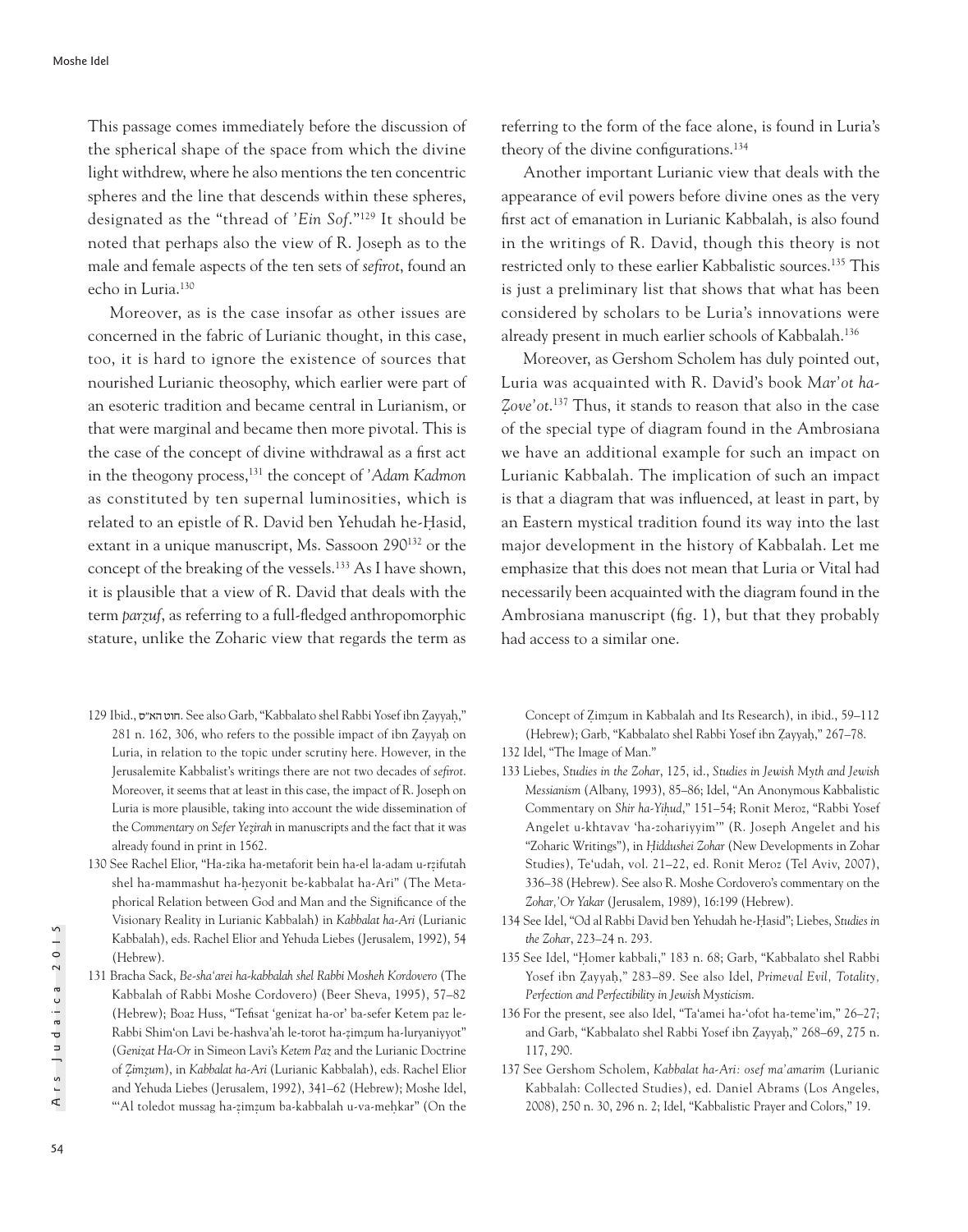This passage comes immediately before the discussion of the spherical shape of the space from which the divine light withdrew, where he also mentions the ten concentric spheres and the line that descends within these spheres, designated as the "thread of *'Ein Sof*."[129] It should be noted that perhaps also the view of R. Joseph as to the male and female aspects of the ten sets of *sefirot*, found an echo in Luria.[130]

Moreover, as is the case insofar as other issues are concerned in the fabric of Lurianic thought, in this case, too, it is hard to ignore the existence of sources that nourished Lurianic theosophy, which earlier were part of an esoteric tradition and became central in Lurianism, or that were marginal and became then more pivotal. This is the case of the concept of divine withdrawal as a first act in the theogony process,[131] the concept of *'Adam Kadmon* as constituted by ten supernal luminosities, which is related to an epistle of R. David ben Yehudah he-Ḥasid, extant in a unique manuscript, Ms. Sassoon 290[132] or the concept of the breaking of the vessels.[133] As I have shown, it is plausible that a view of R. David that deals with the term *parzuf*, as referring to a full-fledged anthropomorphic stature, unlike the Zoharic view that regards the term as referring to the form of the face alone, is found in Luria's theory of the divine configurations.[134]

Another important Lurianic view that deals with the appearance of evil powers before divine ones as the very first act of emanation in Lurianic Kabbalah, is also found in the writings of R. David, though this theory is not restricted only to these earlier Kabbalistic sources.[135] This is just a preliminary list that shows that what has been considered by scholars to be Luria's innovations were already present in much earlier schools of Kabbalah.[136]

Moreover, as Gershom Scholem has duly pointed out, Luria was acquainted with R. David's book *Mar'ot ha-Ẓove'ot*.[137] Thus, it stands to reason that also in the case of the special type of diagram found in the Ambrosiana we have an additional example for such an impact on Lurianic Kabbalah. The implication of such an impact is that a diagram that was influenced, at least in part, by an Eastern mystical tradition found its way into the last major development in the history of Kabbalah. Let me emphasize that this does not mean that Luria or Vital had necessarily been acquainted with the diagram found in the Ambrosiana manuscript (fig. 1), but that they probably had access to a similar one.

---

129 Ibid., חוט הא״ס. See also Garb, "Kabbalato shel Rabbi Yosef ibn Ẓayyaḥ," 281 n. 162, 306, who refers to the possible impact of ibn Ẓayyaḥ on Luria, in relation to the topic under scrutiny here. However, in the Jerusalemite Kabbalist's writings there are not two decades of *sefirot*. Moreover, it seems that at least in this case, the impact of R. Joseph on Luria is more plausible, taking into account the wide dissemination of the *Commentary on Sefer Yeẓirah* in manuscripts and the fact that it was already found in print in 1562.

130 See Rachel Elior, "Ha-zika ha-metaforit bein ha-el la-adam u-rẓifutah shel ha-mammashut ha-ḥezyonit be-kabbalat ha-Ari" (The Metaphorical Relation between God and Man and the Significance of the Visionary Reality in Lurianic Kabbalah) in *Kabbalat ha-Ari* (Lurianic Kabbalah), eds. Rachel Elior and Yehuda Liebes (Jerusalem, 1992), 54 (Hebrew).

131 Bracha Sack, *Be-sha'arei ha-kabbalah shel Rabbi Mosheh Kordovero* (The Kabbalah of Rabbi Moshe Cordovero) (Beer Sheva, 1995), 57–82 (Hebrew); Boaz Huss, "Tefisat 'genizat ha-or' ba-sefer Ketem paz le-Rabbi Shim'on Lavi be-hashva'ah le-torot ha-ẓimẓum ha-luryaniyyot" (*Genizat Ha-Or* in Simeon Lavi's *Ketem Paz* and the Lurianic Doctrine of *Ẓimẓum*), in *Kabbalat ha-Ari* (Lurianic Kabbalah), eds. Rachel Elior and Yehuda Liebes (Jerusalem, 1992), 341–62 (Hebrew); Moshe Idel, "'Al toledot mussag ha-ẓimẓum ba-kabbalah u-va-meḥkar" (On the Concept of *Ẓimẓum* in Kabbalah and Its Research), in ibid., 59–112 (Hebrew); Garb, "Kabbalato shel Rabbi Yosef ibn Ẓayyaḥ," 267–78.

132 Idel, "The Image of Man."

133 Liebes, *Studies in the Zohar*, 125, id., *Studies in Jewish Myth and Jewish Messianism* (Albany, 1993), 85–86; Idel, "An Anonymous Kabbalistic Commentary on *Shir ha-Yiḥud*," 151–54; Ronit Meroz, "Rabbi Yosef Angelet u-khtavav 'ha-zohariyyim'" (R. Joseph Angelet and his "Zoharic Writings"), in *Ḥiddushei Zohar* (New Developments in Zohar Studies), Te'udah, vol. 21–22, ed. Ronit Meroz (Tel Aviv, 2007), 336–38 (Hebrew). See also R. Moshe Cordovero's commentary on the *Zohar, 'Or Yakar* (Jerusalem, 1989), 16:199 (Hebrew).

134 See Idel, "Od al Rabbi David ben Yehudah he-Ḥasid"; Liebes, *Studies in the Zohar*, 223–24 n. 293.

135 See Idel, "Ḥomer kabbali," 183 n. 68; Garb, "Kabbalato shel Rabbi Yosef ibn Ẓayyaḥ," 283–89. See also Idel, *Primeval Evil, Totality, Perfection and Perfectibility in Jewish Mysticism*.

136 For the present, see also Idel, "Ta'amei ha-'ofot ha-teme'im," 26–27; and Garb, "Kabbalato shel Rabbi Yosef ibn Ẓayyaḥ," 268–69, 275 n. 117, 290.

137 See Gershom Scholem, *Kabbalat ha-Ari: osef ma'amarim* (Lurianic Kabbalah: Collected Studies), ed. Daniel Abrams (Los Angeles, 2008), 250 n. 30, 296 n. 2; Idel, "Kabbalistic Prayer and Colors," 19.